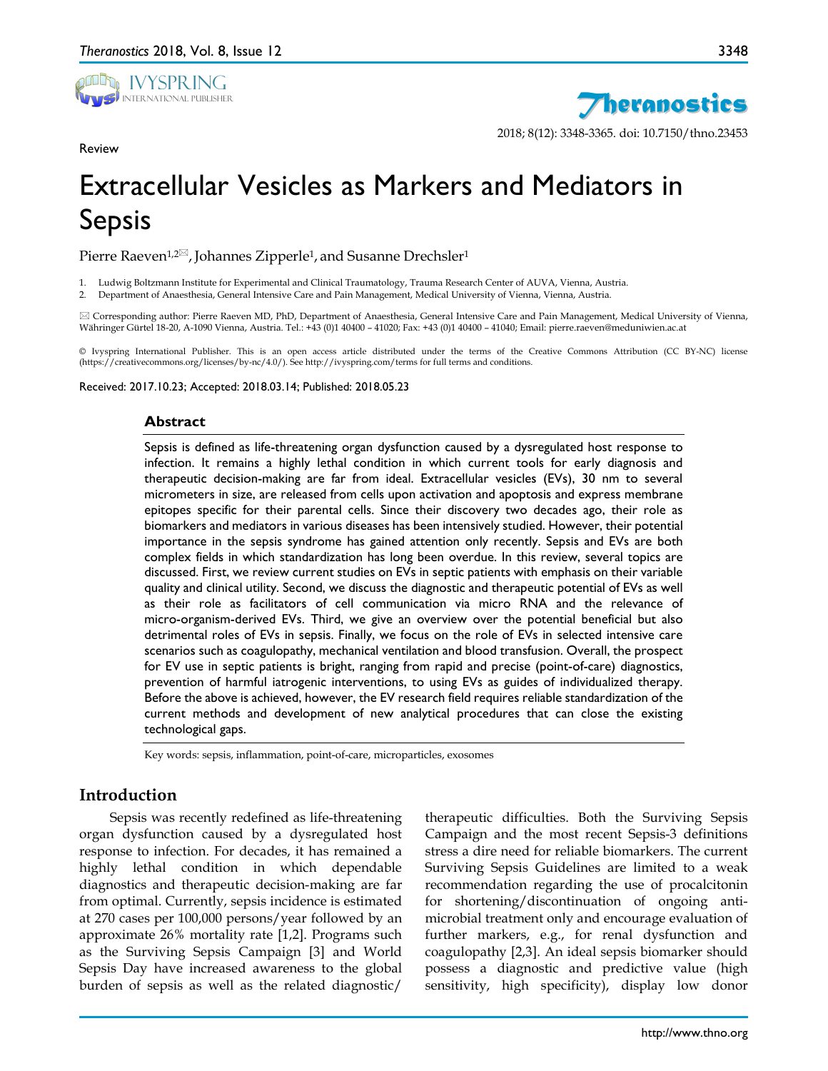Review

# Extracellular Vesicles as Markers and Mediators in Sepsis

Pierre Raeven[1,2✉], Johannes Zipperle[1], and Susanne Drechsler[1]

1. Ludwig Boltzmann Institute for Experimental and Clinical Traumatology, Trauma Research Center of AUVA, Vienna, Austria.
2. Department of Anaesthesia, General Intensive Care and Pain Management, Medical University of Vienna, Vienna, Austria.

✉ Corresponding author: Pierre Raeven MD, PhD, Department of Anaesthesia, General Intensive Care and Pain Management, Medical University of Vienna, Währinger Gürtel 18-20, A-1090 Vienna, Austria. Tel.: +43 (0)1 40400 – 41020; Fax: +43 (0)1 40400 – 41040; Email: pierre.raeven@meduniwien.ac.at

© Ivyspring International Publisher. This is an open access article distributed under the terms of the Creative Commons Attribution (CC BY-NC) license (https://creativecommons.org/licenses/by-nc/4.0/). See http://ivyspring.com/terms for full terms and conditions.

Received: 2017.10.23; Accepted: 2018.03.14; Published: 2018.05.23

## Abstract

Sepsis is defined as life-threatening organ dysfunction caused by a dysregulated host response to infection. It remains a highly lethal condition in which current tools for early diagnosis and therapeutic decision-making are far from ideal. Extracellular vesicles (EVs), 30 nm to several micrometers in size, are released from cells upon activation and apoptosis and express membrane epitopes specific for their parental cells. Since their discovery two decades ago, their role as biomarkers and mediators in various diseases has been intensively studied. However, their potential importance in the sepsis syndrome has gained attention only recently. Sepsis and EVs are both complex fields in which standardization has long been overdue. In this review, several topics are discussed. First, we review current studies on EVs in septic patients with emphasis on their variable quality and clinical utility. Second, we discuss the diagnostic and therapeutic potential of EVs as well as their role as facilitators of cell communication via micro RNA and the relevance of micro-organism-derived EVs. Third, we give an overview over the potential beneficial but also detrimental roles of EVs in sepsis. Finally, we focus on the role of EVs in selected intensive care scenarios such as coagulopathy, mechanical ventilation and blood transfusion. Overall, the prospect for EV use in septic patients is bright, ranging from rapid and precise (point-of-care) diagnostics, prevention of harmful iatrogenic interventions, to using EVs as guides of individualized therapy. Before the above is achieved, however, the EV research field requires reliable standardization of the current methods and development of new analytical procedures that can close the existing technological gaps.

Key words: sepsis, inflammation, point-of-care, microparticles, exosomes

## Introduction

Sepsis was recently redefined as life-threatening organ dysfunction caused by a dysregulated host response to infection. For decades, it has remained a highly lethal condition in which dependable diagnostics and therapeutic decision-making are far from optimal. Currently, sepsis incidence is estimated at 270 cases per 100,000 persons/year followed by an approximate 26% mortality rate [1,2]. Programs such as the Surviving Sepsis Campaign [3] and World Sepsis Day have increased awareness to the global burden of sepsis as well as the related diagnostic/therapeutic difficulties. Both the Surviving Sepsis Campaign and the most recent Sepsis-3 definitions stress a dire need for reliable biomarkers. The current Surviving Sepsis Guidelines are limited to a weak recommendation regarding the use of procalcitonin for shortening/discontinuation of ongoing anti-microbial treatment only and encourage evaluation of further markers, e.g., for renal dysfunction and coagulopathy [2,3]. An ideal sepsis biomarker should possess a diagnostic and predictive value (high sensitivity, high specificity), display low donor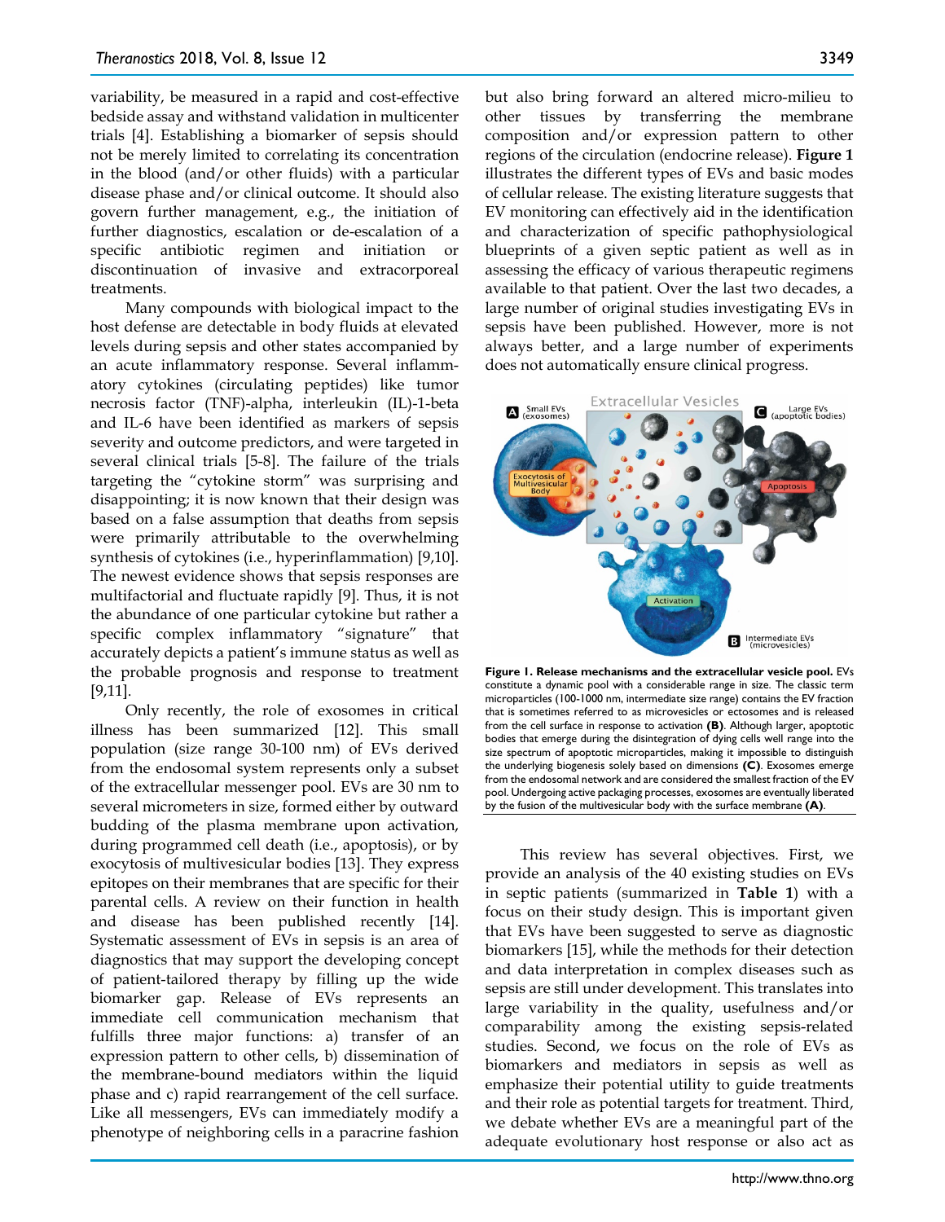variability, be measured in a rapid and cost-effective bedside assay and withstand validation in multicenter trials [4]. Establishing a biomarker of sepsis should not be merely limited to correlating its concentration in the blood (and/or other fluids) with a particular disease phase and/or clinical outcome. It should also govern further management, e.g., the initiation of further diagnostics, escalation or de-escalation of a specific antibiotic regimen and initiation or discontinuation of invasive and extracorporeal treatments.

Many compounds with biological impact to the host defense are detectable in body fluids at elevated levels during sepsis and other states accompanied by an acute inflammatory response. Several inflammatory cytokines (circulating peptides) like tumor necrosis factor (TNF)-alpha, interleukin (IL)-1-beta and IL-6 have been identified as markers of sepsis severity and outcome predictors, and were targeted in several clinical trials [5-8]. The failure of the trials targeting the "cytokine storm" was surprising and disappointing; it is now known that their design was based on a false assumption that deaths from sepsis were primarily attributable to the overwhelming synthesis of cytokines (i.e., hyperinflammation) [9,10]. The newest evidence shows that sepsis responses are multifactorial and fluctuate rapidly [9]. Thus, it is not the abundance of one particular cytokine but rather a specific complex inflammatory "signature" that accurately depicts a patient's immune status as well as the probable prognosis and response to treatment [9,11].

Only recently, the role of exosomes in critical illness has been summarized [12]. This small population (size range 30-100 nm) of EVs derived from the endosomal system represents only a subset of the extracellular messenger pool. EVs are 30 nm to several micrometers in size, formed either by outward budding of the plasma membrane upon activation, during programmed cell death (i.e., apoptosis), or by exocytosis of multivesicular bodies [13]. They express epitopes on their membranes that are specific for their parental cells. A review on their function in health and disease has been published recently [14]. Systematic assessment of EVs in sepsis is an area of diagnostics that may support the developing concept of patient-tailored therapy by filling up the wide biomarker gap. Release of EVs represents an immediate cell communication mechanism that fulfills three major functions: a) transfer of an expression pattern to other cells, b) dissemination of the membrane-bound mediators within the liquid phase and c) rapid rearrangement of the cell surface. Like all messengers, EVs can immediately modify a phenotype of neighboring cells in a paracrine fashion but also bring forward an altered micro-milieu to other tissues by transferring the membrane composition and/or expression pattern to other regions of the circulation (endocrine release). **Figure 1** illustrates the different types of EVs and basic modes of cellular release. The existing literature suggests that EV monitoring can effectively aid in the identification and characterization of specific pathophysiological blueprints of a given septic patient as well as in assessing the efficacy of various therapeutic regimens available to that patient. Over the last two decades, a large number of original studies investigating EVs in sepsis have been published. However, more is not always better, and a large number of experiments does not automatically ensure clinical progress.

**Figure 1. Release mechanisms and the extracellular vesicle pool.** EVs constitute a dynamic pool with a considerable range in size. The classic term microparticles (100-1000 nm, intermediate size range) contains the EV fraction that is sometimes referred to as microvesicles or ectosomes and is released from the cell surface in response to activation **(B)**. Although larger, apoptotic bodies that emerge during the disintegration of dying cells well range into the size spectrum of apoptotic microparticles, making it impossible to distinguish the underlying biogenesis solely based on dimensions **(C)**. Exosomes emerge from the endosomal network and are considered the smallest fraction of the EV pool. Undergoing active packaging processes, exosomes are eventually liberated by the fusion of the multivesicular body with the surface membrane **(A)**.

This review has several objectives. First, we provide an analysis of the 40 existing studies on EVs in septic patients (summarized in **Table 1**) with a focus on their study design. This is important given that EVs have been suggested to serve as diagnostic biomarkers [15], while the methods for their detection and data interpretation in complex diseases such as sepsis are still under development. This translates into large variability in the quality, usefulness and/or comparability among the existing sepsis-related studies. Second, we focus on the role of EVs as biomarkers and mediators in sepsis as well as emphasize their potential utility to guide treatments and their role as potential targets for treatment. Third, we debate whether EVs are a meaningful part of the adequate evolutionary host response or also act as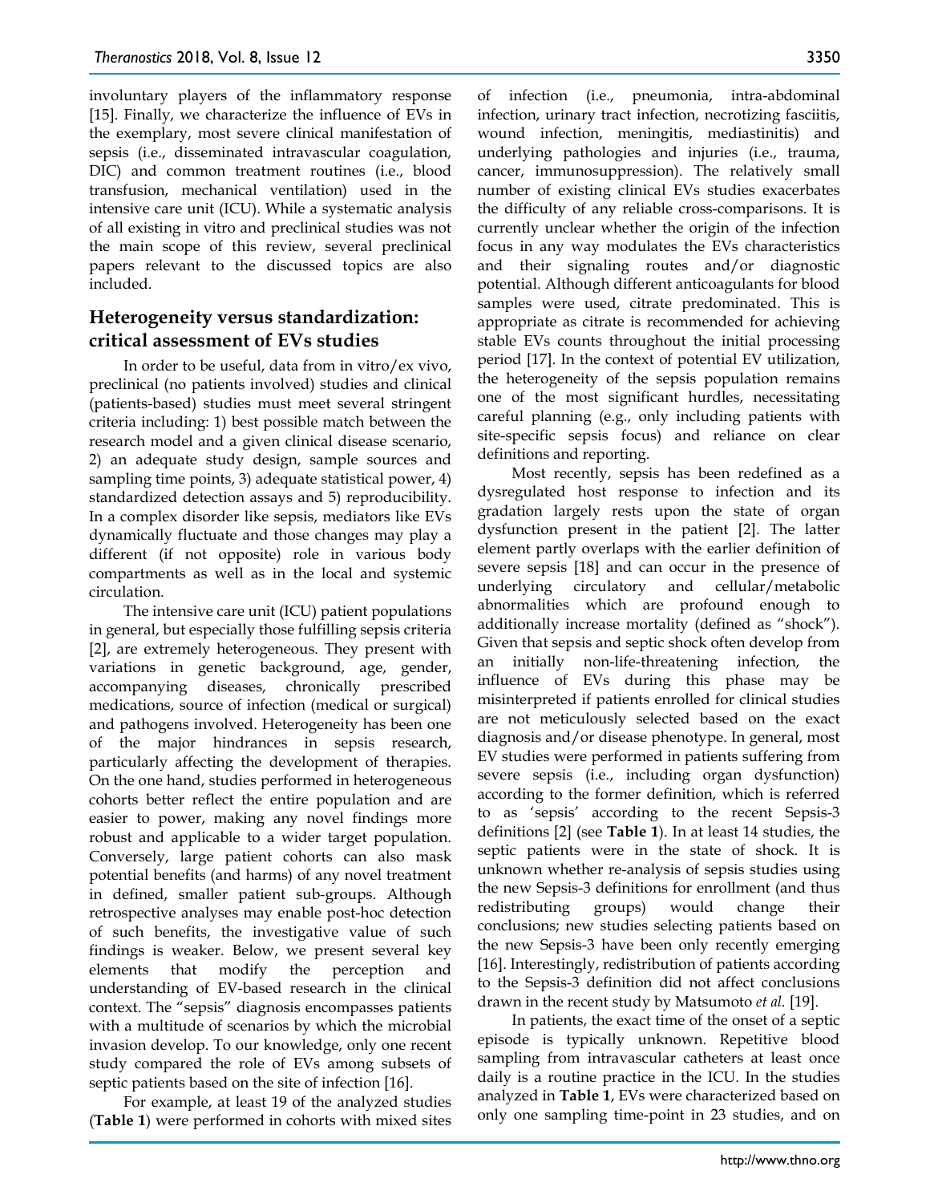involuntary players of the inflammatory response [15]. Finally, we characterize the influence of EVs in the exemplary, most severe clinical manifestation of sepsis (i.e., disseminated intravascular coagulation, DIC) and common treatment routines (i.e., blood transfusion, mechanical ventilation) used in the intensive care unit (ICU). While a systematic analysis of all existing in vitro and preclinical studies was not the main scope of this review, several preclinical papers relevant to the discussed topics are also included.

## Heterogeneity versus standardization: critical assessment of EVs studies

In order to be useful, data from in vitro/ex vivo, preclinical (no patients involved) studies and clinical (patients-based) studies must meet several stringent criteria including: 1) best possible match between the research model and a given clinical disease scenario, 2) an adequate study design, sample sources and sampling time points, 3) adequate statistical power, 4) standardized detection assays and 5) reproducibility. In a complex disorder like sepsis, mediators like EVs dynamically fluctuate and those changes may play a different (if not opposite) role in various body compartments as well as in the local and systemic circulation.

The intensive care unit (ICU) patient populations in general, but especially those fulfilling sepsis criteria [2], are extremely heterogeneous. They present with variations in genetic background, age, gender, accompanying diseases, chronically prescribed medications, source of infection (medical or surgical) and pathogens involved. Heterogeneity has been one of the major hindrances in sepsis research, particularly affecting the development of therapies. On the one hand, studies performed in heterogeneous cohorts better reflect the entire population and are easier to power, making any novel findings more robust and applicable to a wider target population. Conversely, large patient cohorts can also mask potential benefits (and harms) of any novel treatment in defined, smaller patient sub-groups. Although retrospective analyses may enable post-hoc detection of such benefits, the investigative value of such findings is weaker. Below, we present several key elements that modify the perception and understanding of EV-based research in the clinical context. The "sepsis" diagnosis encompasses patients with a multitude of scenarios by which the microbial invasion develop. To our knowledge, only one recent study compared the role of EVs among subsets of septic patients based on the site of infection [16].

For example, at least 19 of the analyzed studies (**Table 1**) were performed in cohorts with mixed sites of infection (i.e., pneumonia, intra-abdominal infection, urinary tract infection, necrotizing fasciitis, wound infection, meningitis, mediastinitis) and underlying pathologies and injuries (i.e., trauma, cancer, immunosuppression). The relatively small number of existing clinical EVs studies exacerbates the difficulty of any reliable cross-comparisons. It is currently unclear whether the origin of the infection focus in any way modulates the EVs characteristics and their signaling routes and/or diagnostic potential. Although different anticoagulants for blood samples were used, citrate predominated. This is appropriate as citrate is recommended for achieving stable EVs counts throughout the initial processing period [17]. In the context of potential EV utilization, the heterogeneity of the sepsis population remains one of the most significant hurdles, necessitating careful planning (e.g., only including patients with site-specific sepsis focus) and reliance on clear definitions and reporting.

Most recently, sepsis has been redefined as a dysregulated host response to infection and its gradation largely rests upon the state of organ dysfunction present in the patient [2]. The latter element partly overlaps with the earlier definition of severe sepsis [18] and can occur in the presence of underlying circulatory and cellular/metabolic abnormalities which are profound enough to additionally increase mortality (defined as "shock"). Given that sepsis and septic shock often develop from an initially non-life-threatening infection, the influence of EVs during this phase may be misinterpreted if patients enrolled for clinical studies are not meticulously selected based on the exact diagnosis and/or disease phenotype. In general, most EV studies were performed in patients suffering from severe sepsis (i.e., including organ dysfunction) according to the former definition, which is referred to as 'sepsis' according to the recent Sepsis-3 definitions [2] (see **Table 1**). In at least 14 studies, the septic patients were in the state of shock. It is unknown whether re-analysis of sepsis studies using the new Sepsis-3 definitions for enrollment (and thus redistributing groups) would change their conclusions; new studies selecting patients based on the new Sepsis-3 have been only recently emerging [16]. Interestingly, redistribution of patients according to the Sepsis-3 definition did not affect conclusions drawn in the recent study by Matsumoto *et al.* [19].

In patients, the exact time of the onset of a septic episode is typically unknown. Repetitive blood sampling from intravascular catheters at least once daily is a routine practice in the ICU. In the studies analyzed in **Table 1**, EVs were characterized based on only one sampling time-point in 23 studies, and on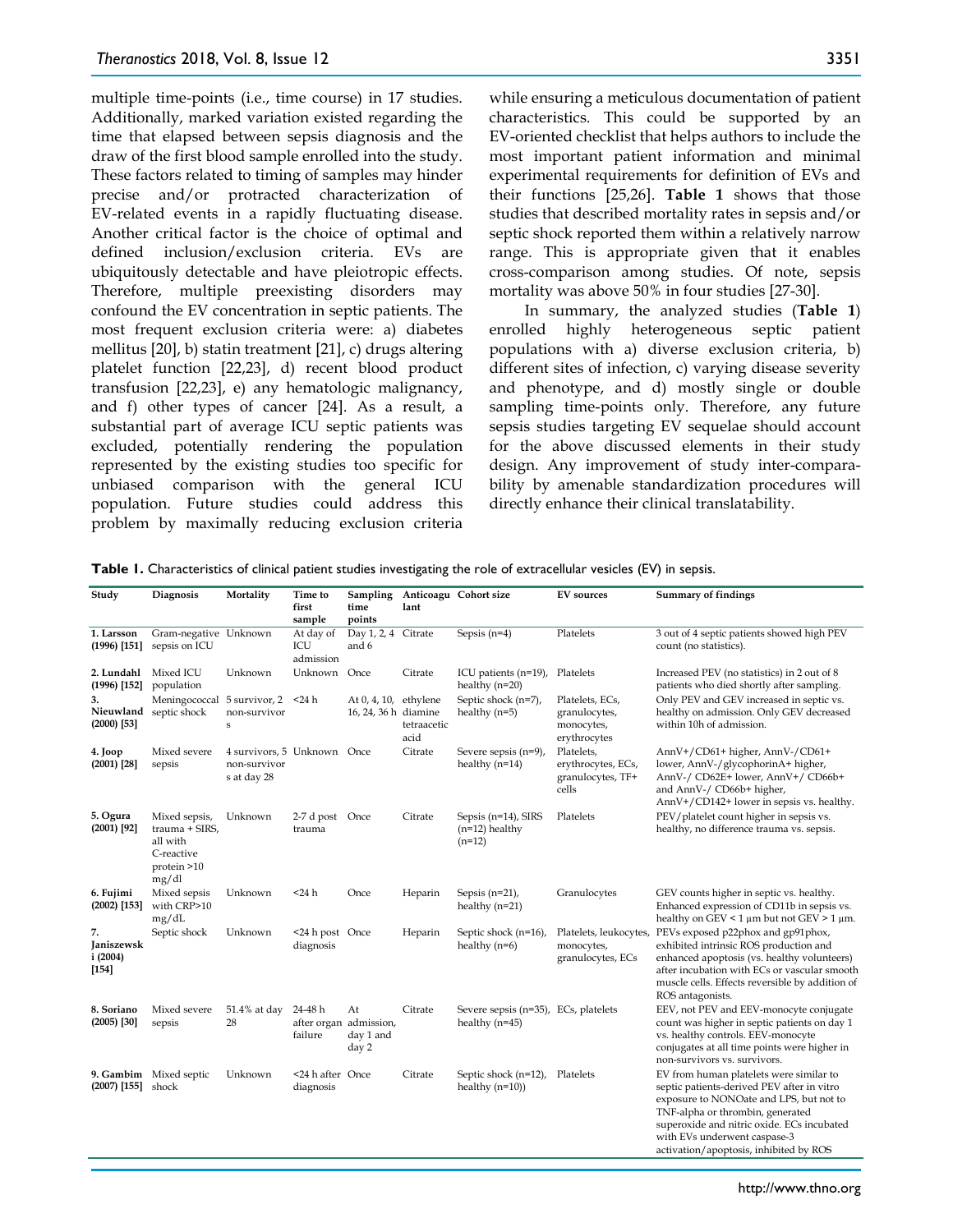multiple time-points (i.e., time course) in 17 studies. Additionally, marked variation existed regarding the time that elapsed between sepsis diagnosis and the draw of the first blood sample enrolled into the study. These factors related to timing of samples may hinder precise and/or protracted characterization of EV-related events in a rapidly fluctuating disease. Another critical factor is the choice of optimal and defined inclusion/exclusion criteria. EVs are ubiquitously detectable and have pleiotropic effects. Therefore, multiple preexisting disorders may confound the EV concentration in septic patients. The most frequent exclusion criteria were: a) diabetes mellitus [20], b) statin treatment [21], c) drugs altering platelet function [22,23], d) recent blood product transfusion [22,23], e) any hematologic malignancy, and f) other types of cancer [24]. As a result, a substantial part of average ICU septic patients was excluded, potentially rendering the population represented by the existing studies too specific for unbiased comparison with the general ICU population. Future studies could address this problem by maximally reducing exclusion criteria while ensuring a meticulous documentation of patient characteristics. This could be supported by an EV-oriented checklist that helps authors to include the most important patient information and minimal experimental requirements for definition of EVs and their functions [25,26]. **Table 1** shows that those studies that described mortality rates in sepsis and/or septic shock reported them within a relatively narrow range. This is appropriate given that it enables cross-comparison among studies. Of note, sepsis mortality was above 50% in four studies [27-30].

In summary, the analyzed studies (**Table 1**) enrolled highly heterogeneous septic patient populations with a) diverse exclusion criteria, b) different sites of infection, c) varying disease severity and phenotype, and d) mostly single or double sampling time-points only. Therefore, any future sepsis studies targeting EV sequelae should account for the above discussed elements in their study design. Any improvement of study inter-comparability by amenable standardization procedures will directly enhance their clinical translatability.

**Table 1.** Characteristics of clinical patient studies investigating the role of extracellular vesicles (EV) in sepsis.

| Study | Diagnosis | Mortality | Time to first sample | Sampling time points | Anticoagulant | Cohort size | EV sources | Summary of findings |
|---|---|---|---|---|---|---|---|---|
| **1. Larsson (1996) [151]** | Gram-negative sepsis on ICU | Unknown | At day of ICU admission | Day 1, 2, 4 and 6 | Citrate | Sepsis (n=4) | Platelets | 3 out of 4 septic patients showed high PEV count (no statistics). |
| **2. Lundahl (1996) [152]** | Mixed ICU population | Unknown | Unknown | Once | Citrate | ICU patients (n=19), healthy (n=20) | Platelets | Increased PEV (no statistics) in 2 out of 8 patients who died shortly after sampling. |
| **3. Nieuwland (2000) [53]** | Meningococcal septic shock | 5 survivor, 2 non-survivors | <24 h | At 0, 4, 10, 16, 24, 36 h | ethylene diamine tetraacetic acid | Septic shock (n=7), healthy (n=5) | Platelets, ECs, granulocytes, monocytes, erythrocytes | Only PEV and GEV increased in septic vs. healthy on admission. Only GEV decreased within 10h of admission. |
| **4. Joop (2001) [28]** | Mixed severe sepsis | 4 survivors, 5 non-survivors at day 28 | Unknown | Once | Citrate | Severe sepsis (n=9), healthy (n=14) | Platelets, erythrocytes, ECs, granulocytes, TF+ cells | AnnV+/CD61+ higher, AnnV-/CD61+ lower, AnnV-/glycophorinA+ higher, AnnV-/ CD62E+ lower, AnnV+/ CD66b+ and AnnV-/ CD66b+ higher, AnnV+/CD142+ lower in sepsis vs. healthy. |
| **5. Ogura (2001) [92]** | Mixed sepsis, trauma + SIRS, all with C-reactive protein >10 mg/dl | Unknown | 2-7 d post trauma | Once | Citrate | Sepsis (n=14), SIRS (n=12) healthy (n=12) | Platelets | PEV/platelet count higher in sepsis vs. healthy, no difference trauma vs. sepsis. |
| **6. Fujimi (2002) [153]** | Mixed sepsis with CRP>10 mg/dL | Unknown | <24 h | Once | Heparin | Sepsis (n=21), healthy (n=21) | Granulocytes | GEV counts higher in septic vs. healthy. Enhanced expression of CD11b in sepsis vs. healthy on GEV < 1 µm but not GEV > 1 µm. |
| **7. Janiszewski (2004) [154]** | Septic shock | Unknown | <24 h post diagnosis | Once | Heparin | Septic shock (n=16), healthy (n=6) | Platelets, leukocytes, monocytes, granulocytes, ECs | PEVs exposed p22phox and gp91phox, exhibited intrinsic ROS production and enhanced apoptosis (vs. healthy volunteers) after incubation with ECs or vascular smooth muscle cells. Effects reversible by addition of ROS antagonists. |
| **8. Soriano (2005) [30]** | Mixed severe sepsis | 51.4% at day 28 | 24-48 h after organ failure | At admission, day 1 and day 2 | Citrate | Severe sepsis (n=35), healthy (n=45) | ECs, platelets | EEV, not PEV and EEV-monocyte conjugate count was higher in septic patients on day 1 vs. healthy controls. EEV-monocyte conjugates at all time points were higher in non-survivors vs. survivors. |
| **9. Gambim (2007) [155]** | Mixed septic shock | Unknown | <24 h after diagnosis | Once | Citrate | Septic shock (n=12), healthy (n=10)) | Platelets | EV from human platelets were similar to septic patients-derived PEV after in vitro exposure to NONOate and LPS, but not to TNF-alpha or thrombin, generated superoxide and nitric oxide. ECs incubated with EVs underwent caspase-3 activation/apoptosis, inhibited by ROS |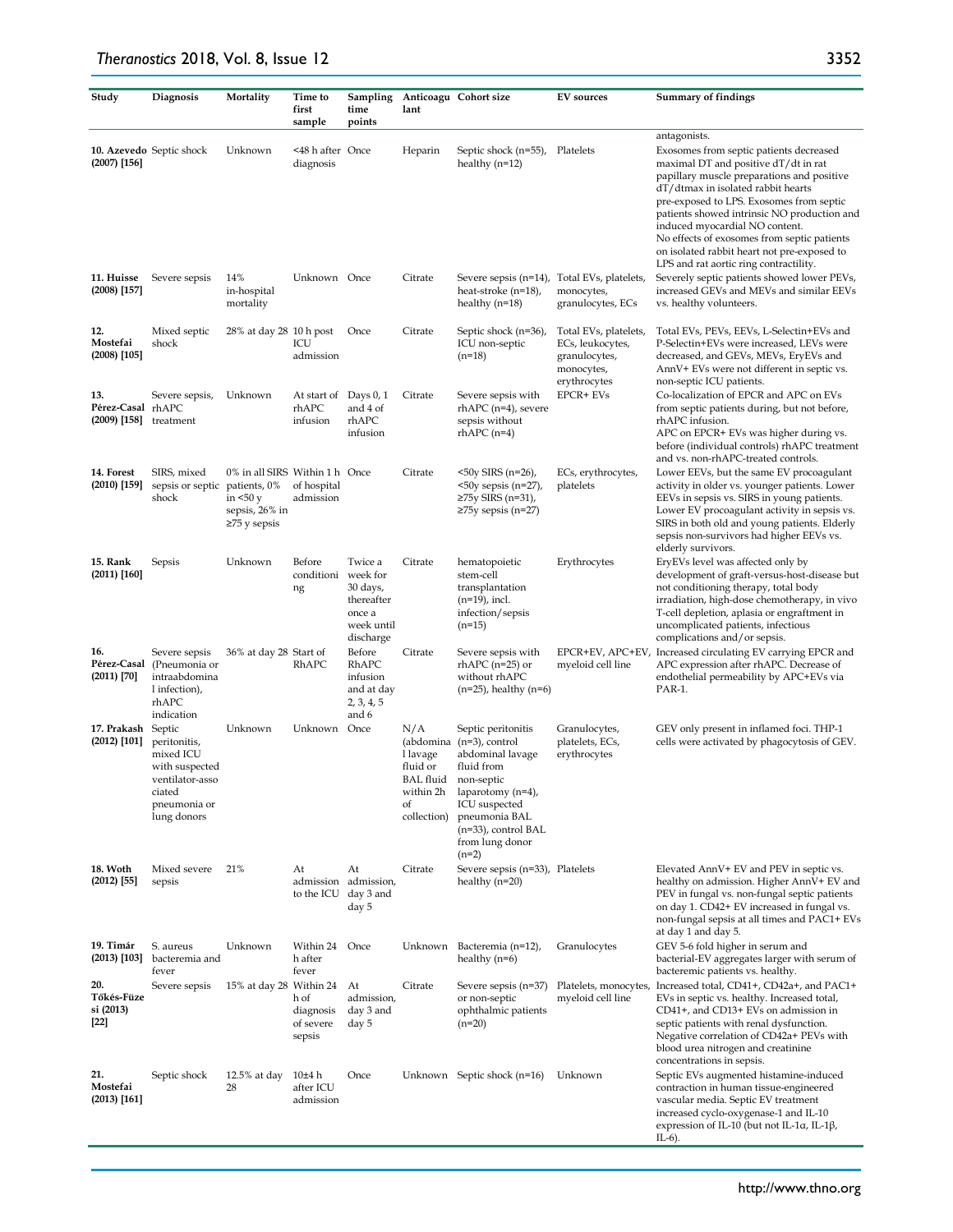| Study | Diagnosis | Mortality | Time to first sample | Sampling time points | Anticoagulant | Cohort size | EV sources | Summary of findings |
|---|---|---|---|---|---|---|---|---|
| | | | | | | | | antagonists. |
| **10. Azevedo (2007) [156]** | Septic shock | Unknown | <48 h after diagnosis | Once | Heparin | Septic shock (n=55), healthy (n=12) | Platelets | Exosomes from septic patients decreased maximal DT and positive dT/dt in rat papillary muscle preparations and positive dT/dtmax in isolated rabbit hearts pre-exposed to LPS. Exosomes from septic patients showed intrinsic NO production and induced myocardial NO content. No effects of exosomes from septic patients on isolated rabbit heart not pre-exposed to LPS and rat aortic ring contractility. |
| **11. Huisse (2008) [157]** | Severe sepsis | 14% in-hospital mortality | Unknown | Once | Citrate | Severe sepsis (n=14), heat-stroke (n=18), healthy (n=18) | Total EVs, platelets, monocytes, granulocytes, ECs | Severely septic patients showed lower PEVs, increased GEVs and MEVs and similar EEVs vs. healthy volunteers. |
| **12. Mostefai (2008) [105]** | Mixed septic shock | 28% at day 28 | 10 h post ICU admission | Once | Citrate | Septic shock (n=36), ICU non-septic (n=18) | Total EVs, platelets, ECs, leukocytes, granulocytes, monocytes, erythrocytes | Total EVs, PEVs, EEVs, L-Selectin+EVs and P-Selectin+EVs were increased, LEVs were decreased, and GEVs, MEVs, EryEVs and AnnV+ EVs were not different in septic vs. non-septic ICU patients. |
| **13. Pérez-Casal (2009) [158]** | Severe sepsis, rhAPC treatment | Unknown | At start of rhAPC infusion | Days 0, 1 and 4 of rhAPC infusion | Citrate | Severe sepsis with rhAPC (n=4), severe sepsis without rhAPC (n=4) | EPCR+ EVs | Co-localization of EPCR and APC on EVs from septic patients during, but not before, rhAPC infusion. APC on EPCR+ EVs was higher during vs. before (individual controls) rhAPC treatment and vs. non-rhAPC-treated controls. |
| **14. Forest (2010) [159]** | SIRS, mixed sepsis or septic shock | 0% in all SIRS patients, 0% in <50 y sepsis, 26% in ≥75 y sepsis | Within 1 h of hospital admission | Once | Citrate | <50y SIRS (n=26), <50y sepsis (n=27), ≥75y SIRS (n=31), ≥75y sepsis (n=27) | ECs, erythrocytes, platelets | Lower EEVs, but the same EV procoagulant activity in older vs. younger patients. Lower EEVs in sepsis vs. SIRS in young patients. Lower EV procoagulant activity in sepsis vs. SIRS in both old and young patients. Elderly sepsis non-survivors had higher EEVs vs. elderly survivors. |
| **15. Rank (2011) [160]** | Sepsis | Unknown | Before conditioning | Twice a week for 30 days, thereafter once a week until discharge | Citrate | hematopoietic stem-cell transplantation (n=19), incl. infection/sepsis (n=15) | Erythrocytes | EryEVs level was affected only by development of graft-versus-host-disease but not conditioning therapy, total body irradiation, high-dose chemotherapy, in vivo T-cell depletion, aplasia or engraftment in uncomplicated patients, infectious complications and/or sepsis. |
| **16. Pérez-Casal (2011) [70]** | Severe sepsis (Pneumonia or intraabdominal infection), rhAPC indication | 36% at day 28 | Start of RhAPC | Before RhAPC infusion and at day 2, 3, 4, 5 and 6 | Citrate | Severe sepsis with rhAPC (n=25) or without rhAPC (n=25), healthy (n=6) | EPCR+EV, APC+EV, myeloid cell line | Increased circulating EV carrying EPCR and APC expression after rhAPC. Decrease of endothelial permeability by APC+EVs via PAR-1. |
| **17. Prakash (2012) [101]** | Septic peritonitis, mixed ICU with suspected ventilator-associated pneumonia or lung donors | Unknown | Unknown | Once | N/A (abdominal lavage fluid or BAL fluid within 2h of collection) | Septic peritonitis (n=3), control abdominal lavage fluid from non-septic laparotomy (n=4), ICU suspected pneumonia BAL (n=33), control BAL from lung donor (n=2) | Granulocytes, platelets, ECs, erythrocytes | GEV only present in inflamed foci. THP-1 cells were activated by phagocytosis of GEV. |
| **18. Woth (2012) [55]** | Mixed severe sepsis | 21% | At admission to the ICU | At admission, day 3 and day 5 | Citrate | Severe sepsis (n=33), healthy (n=20) | Platelets | Elevated AnnV+ EV and PEV in septic vs. healthy on admission. Higher AnnV+ EV and PEV in fungal vs. non-fungal septic patients on day 1. CD42+ EV increased in fungal vs. non-fungal sepsis at all times and PAC1+ EVs at day 1 and day 5. |
| **19. Timár (2013) [103]** | S. aureus bacteremia and fever | Unknown | Within 24 h after fever | Once | Unknown | Bacteremia (n=12), healthy (n=6) | Granulocytes | GEV 5-6 fold higher in serum and bacterial-EV aggregates larger with serum of bacteremic patients vs. healthy. |
| **20. Tőkés-Füzesi (2013) [22]** | Severe sepsis | 15% at day 28 | Within 24 h of diagnosis of severe sepsis | At admission, day 3 and day 5 | Citrate | Severe sepsis (n=37) or non-septic ophthalmic patients (n=20) | Platelets, monocytes, myeloid cell line | Increased total, CD41+, CD42a+, and PAC1+ EVs in septic vs. healthy. Increased total, CD41+, and CD13+ EVs on admission in septic patients with renal dysfunction. Negative correlation of CD42a+ PEVs with blood urea nitrogen and creatinine concentrations in sepsis. |
| **21. Mostefai (2013) [161]** | Septic shock | 12.5% at day 28 | 10±4 h after ICU admission | Once | Unknown | Septic shock (n=16) | Unknown | Septic EVs augmented histamine-induced contraction in human tissue-engineered vascular media. Septic EV treatment increased cyclo-oxygenase-1 and IL-10 expression of IL-10 (but not IL-1α, IL-1β, IL-6). |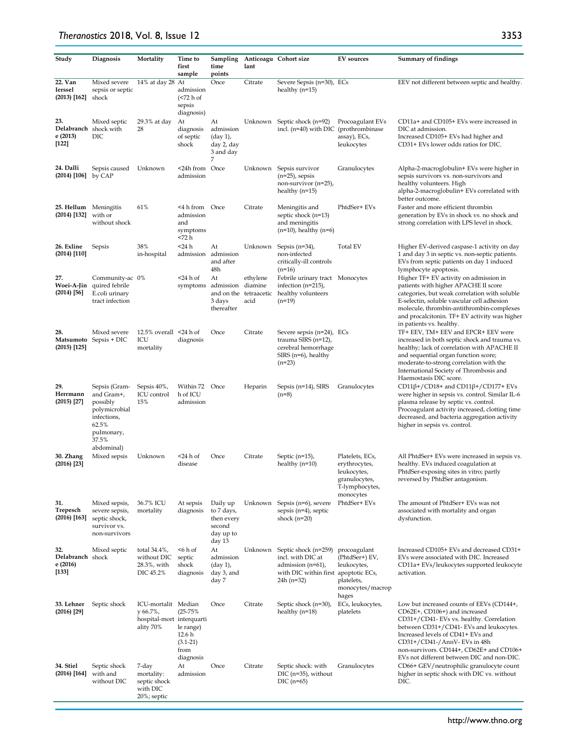| Study | Diagnosis | Mortality | Time to first sample | Sampling time points | Anticoagulant | Cohort size | EV sources | Summary of findings |
|---|---|---|---|---|---|---|---|---|
| **22. Van Ierssel (2013) [162]** | Mixed severe sepsis or septic shock | 14% at day 28 | At admission (<72 h of sepsis diagnosis) | Once | Citrate | Severe Sepsis (n=30), healthy (n=15) | ECs | EEV not different between septic and healthy. |
| **23. Delabranche (2013) [122]** | Mixed septic shock with DIC | 29.3% at day 28 | At diagnosis of septic shock | At admission (day 1), day 2, day 3 and day 7 | Unknown | Septic shock (n=92) incl. (n=40) with DIC | Procoagulant EVs (prothrombinase assay), ECs, leukocytes | CD11a+ and CD105+ EVs were increased in DIC at admission. Increased CD105+ EVs had higher and CD31+ EVs lower odds ratios for DIC. |
| **24. Dalli (2014) [106]** | Sepsis caused by CAP | Unknown | <24h from admission | Once | Unknown | Sepsis survivor (n=25), sepsis non-survivor (n=25), healthy (n=15) | Granulocytes | Alpha-2-macroglobulin+ EVs were higher in sepsis survivors vs. non-survivors and healthy volunteers. High alpha-2-macroglobulin+ EVs correlated with better outcome. |
| **25. Hellum (2014) [132]** | Meningitis with or without shock | 61% | <4 h from admission and symptoms <72 h | Once | Citrate | Meningitis and septic shock (n=13) and meningitis (n=10), healthy (n=6) | PhtdSer+ EVs | Faster and more efficient thrombin generation by EVs in shock vs. no shock and strong correlation with LPS level in shock. |
| **26. Exline (2014) [110]** | Sepsis | 38% in-hospital | <24 h admission | At admission and after 48h | Unknown | Sepsis (n=34), non-infected critically-ill controls (n=16) | Total EV | Higher EV-derived caspase-1 activity on day 1 and day 3 in septic vs. non-septic patients. EVs from septic patients on day 1 induced lymphocyte apoptosis. |
| **27. Woei-A-Jin (2014) [56]** | Community-acquired febrile E.coli urinary tract infection | 0% | <24 h of symptoms | At admission and on the 3 days thereafter | ethylene diamine tetraacetic acid | Febrile urinary tract infection (n=215), healthy volunteers (n=19) | Monocytes | Higher TF+ EV activity on admission in patients with higher APACHE II score categories, but weak correlation with soluble E-selectin, soluble vascular cell adhesion molecule, thrombin-antithrombin-complexes and procalcitonin. TF+ EV activity was higher in patients vs. healthy. |
| **28. Matsumoto (2015) [125]** | Mixed severe Sepsis + DIC | 12.5% overall ICU mortality | <24 h of diagnosis | Once | Citrate | Severe sepsis (n=24), trauma SIRS (n=12), cerebral hemorrhage SIRS (n=6), healthy (n=23) | ECs | TF+ EEV, TM+ EEV and EPCR+ EEV were increased in both septic shock and trauma vs. healthy; lack of correlation with APACHE II and sequential organ function score; moderate-to-strong correlation with the International Society of Thrombosis and Haemostasis DIC score. |
| **29. Herrmann (2015) [27]** | Sepsis (Gram- and Gram+, possibly polymicrobial infections, 62.5% pulmonary, 37.5% abdominal) | Sepsis 40%, ICU control 15% | Within 72 h of ICU admission | Once | Heparin | Sepsis (n=14), SIRS (n=8) | Granulocytes | CD11β+/CD18+ and CD11β+/CD177+ EVs were higher in sepsis vs. control. Similar IL-6 plasma release by septic vs. control. Procoagulant activity increased, clotting time decreased, and bacteria aggregation activity higher in sepsis vs. control. |
| **30. Zhang (2016) [23]** | Mixed sepsis | Unknown | <24 h of disease | Once | Citrate | Septic (n=15), healthy (n=10) | Platelets, ECs, erythrocytes, leukocytes, granulocytes, T-lymphocytes, monocytes | All PhtdSer+ EVs were increased in sepsis vs. healthy. EVs induced coagulation at PhtdSer-exposing sites in vitro; partly reversed by PhtdSer antagonism. |
| **31. Trepesch (2016) [163]** | Mixed sepsis, severe sepsis, septic shock, survivor vs. non-survivors | 36.7% ICU mortality | At sepsis diagnosis | Daily up to 7 days, then every second day up to day 13 | Unknown | Sepsis (n=6), severe sepsis (n=4), septic shock (n=20) | PhtdSer+ EVs | The amount of PhtdSer+ EVs was not associated with mortality and organ dysfunction. |
| **32. Delabranche (2016) [133]** | Mixed septic shock | total 34.4%, without DIC 28.3%, with DIC 45.2% | <6 h of septic shock diagnosis | At admission (day 1), day 3, and day 7 | Unknown | Septic shock (n=259) incl. with DIC at admission (n=61), with DIC within first 24h (n=32) | procoagulant (PhtdSer+) EV, leukocytes, apoptotic ECs, platelets, monocytes/macrophages | Increased CD105+ EVs and decreased CD31+ EVs were associated with DIC. Increased CD11a+ EVs/leukocytes supported leukocyte activation. |
| **33. Lehner (2016) [29]** | Septic shock | ICU-mortality 66.7%, hospital-mortality 70% | Median (25-75% interquartile range) 12.6 h (3.1-21) from diagnosis | Once | Citrate | Septic shock (n=30), healthy (n=18) | ECs, leukocytes, platelets | Low but increased counts of EEVs (CD144+, CD62E+, CD106+) and increased CD31+/CD41- EVs vs. healthy. Correlation between CD31+/CD41- EVs and leukocytes. Increased levels of CD41+ EVs and CD31+/CD41-/AnnV- EVs in 48h non-survivors. CD144+, CD62E+ and CD106+ EVs not different between DIC and non-DIC. |
| **34. Stiel (2016) [164]** | Septic shock with and without DIC | 7-day mortality: septic shock with DIC 20%; septic | At admission | Once | Citrate | Septic shock: with DIC (n=35), without DIC (n=65) | Granulocytes | CD66+ GEV/neutrophilic granulocyte count higher in septic shock with DIC vs. without DIC. |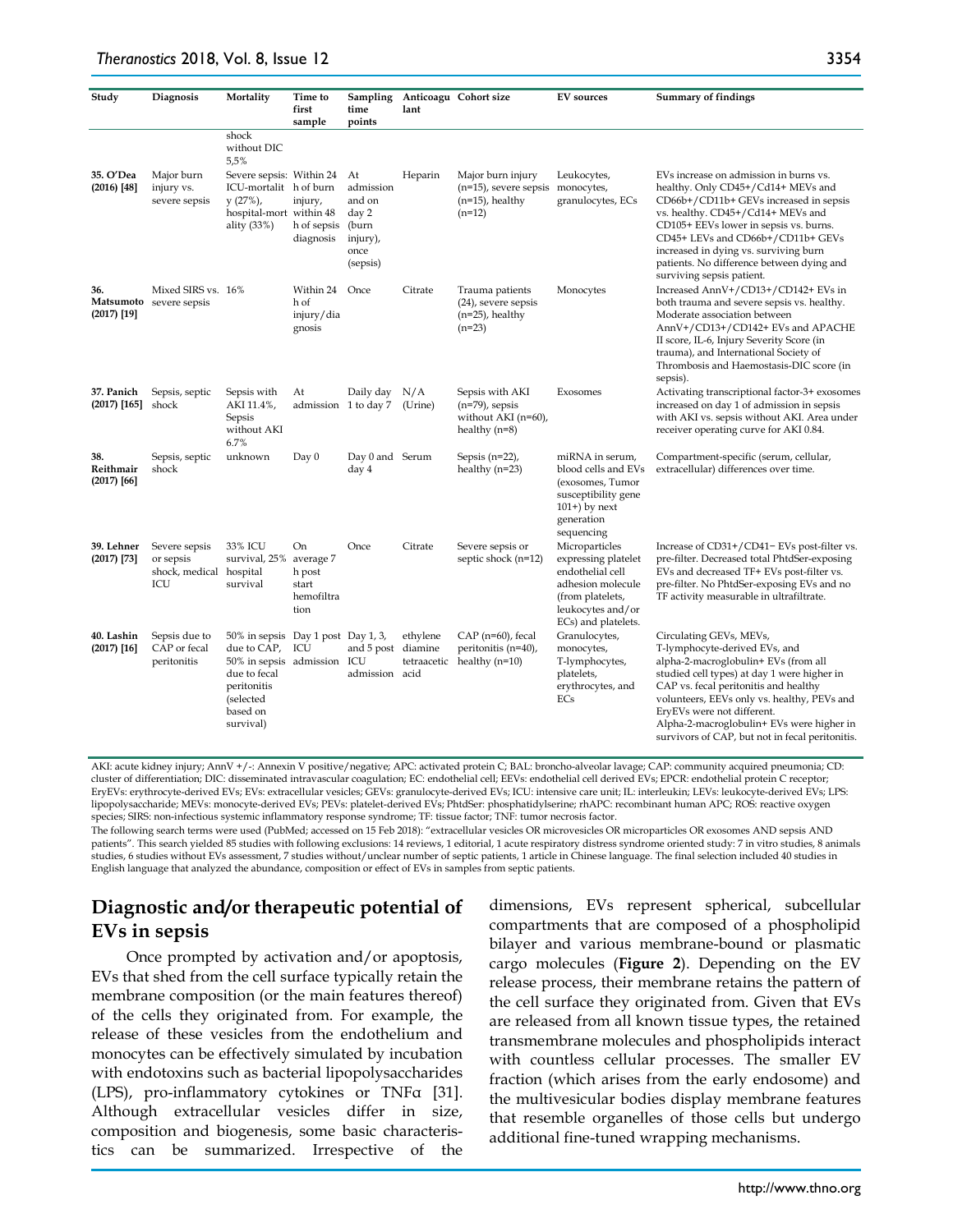| Study | Diagnosis | Mortality | Time to first sample | Sampling time points | Anticoagulant | Cohort size | EV sources | Summary of findings |
|---|---|---|---|---|---|---|---|---|
| | | shock without DIC 5,5% | | | | | | |
| 35. O'Dea (2016) [48] | Major burn injury vs. severe sepsis | Severe sepsis: ICU-mortality (27%), hospital-mortality (33%) | Within 24 h of burn injury, within 48 h of sepsis diagnosis | At admission and on day 2 (burn injury), once (sepsis) | Heparin | Major burn injury (n=15), severe sepsis (n=15), healthy (n=12) | Leukocytes, monocytes, granulocytes, ECs | EVs increase on admission in burns vs. healthy. Only CD45+/Cd14+ MEVs and CD66b+/CD11b+ GEVs increased in sepsis vs. healthy. CD45+/Cd14+ MEVs and CD105+ EEVs lower in sepsis vs. burns. CD45+ LEVs and CD66b+/CD11b+ GEVs increased in dying vs. surviving burn patients. No difference between dying and surviving sepsis patient. |
| 36. Matsumoto (2017) [19] | Mixed SIRS vs. severe sepsis | 16% | Within 24 h of injury/diagnosis | Once | Citrate | Trauma patients (24), severe sepsis (n=25), healthy (n=23) | Monocytes | Increased AnnV+/CD13+/CD142+ EVs in both trauma and severe sepsis vs. healthy. Moderate association between AnnV+/CD13+/CD142+ EVs and APACHE II score, IL-6, Injury Severity Score (in trauma), and International Society of Thrombosis and Haemostasis-DIC score (in sepsis). |
| 37. Panich (2017) [165] | Sepsis, septic shock | Sepsis with AKI 11.4%, Sepsis without AKI 6.7% | At admission | Daily day 1 to day 7 | N/A (Urine) | Sepsis with AKI (n=79), sepsis without AKI (n=60), healthy (n=8) | Exosomes | Activating transcriptional factor-3+ exosomes increased on day 1 of admission in sepsis with AKI vs. sepsis without AKI. Area under receiver operating curve for AKI 0.84. |
| 38. Reithmair (2017) [66] | Sepsis, septic shock | unknown | Day 0 | Day 0 and day 4 | Serum | Sepsis (n=22), healthy (n=23) | miRNA in serum, blood cells and EVs (exosomes, Tumor susceptibility gene 101+) by next generation sequencing | Compartment-specific (serum, cellular, extracellular) differences over time. |
| 39. Lehner (2017) [73] | Severe sepsis or sepsis shock, medical ICU | 33% ICU survival, 25% hospital survival | On average 7 h post start hemofiltration | Once | Citrate | Severe sepsis or septic shock (n=12) | Microparticles expressing platelet endothelial cell adhesion molecule (from platelets, leukocytes and/or ECs) and platelets. | Increase of CD31+/CD41− EVs post-filter vs. pre-filter. Decreased total PhtdSer-exposing EVs and decreased TF+ EVs post-filter vs. pre-filter. No PhtdSer-exposing EVs and no TF activity measurable in ultrafiltrate. |
| 40. Lashin (2017) [16] | Sepsis due to CAP or fecal peritonitis | 50% in sepsis due to CAP, 50% in sepsis due to fecal peritonitis (selected based on survival) | Day 1 post ICU admission | Day 1, 3, and 5 post ICU admission | ethylene diamine tetraacetic acid | CAP (n=60), fecal peritonitis (n=40), healthy (n=10) | Granulocytes, monocytes, T-lymphocytes, platelets, erythrocytes, and ECs | Circulating GEVs, MEVs, T-lymphocyte-derived EVs, and alpha-2-macroglobulin+ EVs (from all studied cell types) at day 1 were higher in CAP vs. fecal peritonitis and healthy volunteers, EEVs only vs. healthy, PEVs and EryEVs were not different. Alpha-2-macroglobulin+ EVs were higher in survivors of CAP, but not in fecal peritonitis. |

AKI: acute kidney injury; AnnV +/-: Annexin V positive/negative; APC: activated protein C; BAL: broncho-alveolar lavage; CAP: community acquired pneumonia; CD: cluster of differentiation; DIC: disseminated intravascular coagulation; EC: endothelial cell; EEVs: endothelial cell derived EVs; EPCR: endothelial protein C receptor; EryEVs: erythrocyte-derived EVs; EVs: extracellular vesicles; GEVs: granulocyte-derived EVs; ICU: intensive care unit; IL: interleukin; LEVs: leukocyte-derived EVs; LPS: lipopolysaccharide; MEVs: monocyte-derived EVs; PEVs: platelet-derived EVs; PhtdSer: phosphatidylserine; rhAPC: recombinant human APC; ROS: reactive oxygen species; SIRS: non-infectious systemic inflammatory response syndrome; TF: tissue factor; TNF: tumor necrosis factor.

The following search terms were used (PubMed; accessed on 15 Feb 2018): "extracellular vesicles OR microvesicles OR microparticles OR exosomes AND sepsis AND patients". This search yielded 85 studies with following exclusions: 14 reviews, 1 editorial, 1 acute respiratory distress syndrome oriented study: 7 in vitro studies, 8 animals studies, 6 studies without EVs assessment, 7 studies without/unclear number of septic patients, 1 article in Chinese language. The final selection included 40 studies in English language that analyzed the abundance, composition or effect of EVs in samples from septic patients.

## Diagnostic and/or therapeutic potential of EVs in sepsis

Once prompted by activation and/or apoptosis, EVs that shed from the cell surface typically retain the membrane composition (or the main features thereof) of the cells they originated from. For example, the release of these vesicles from the endothelium and monocytes can be effectively simulated by incubation with endotoxins such as bacterial lipopolysaccharides (LPS), pro-inflammatory cytokines or TNFα [31]. Although extracellular vesicles differ in size, composition and biogenesis, some basic characteristics can be summarized. Irrespective of the dimensions, EVs represent spherical, subcellular compartments that are composed of a phospholipid bilayer and various membrane-bound or plasmatic cargo molecules (**Figure 2**). Depending on the EV release process, their membrane retains the pattern of the cell surface they originated from. Given that EVs are released from all known tissue types, the retained transmembrane molecules and phospholipids interact with countless cellular processes. The smaller EV fraction (which arises from the early endosome) and the multivesicular bodies display membrane features that resemble organelles of those cells but undergo additional fine-tuned wrapping mechanisms.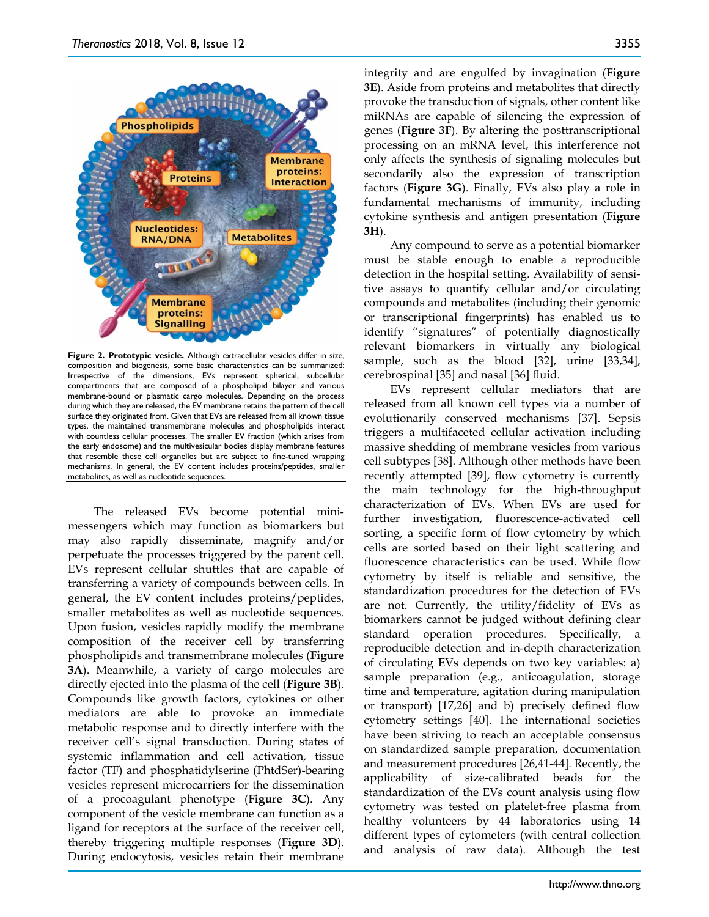**Figure 2. Prototypic vesicle.** Although extracellular vesicles differ in size, composition and biogenesis, some basic characteristics can be summarized: Irrespective of the dimensions, EVs represent spherical, subcellular compartments that are composed of a phospholipid bilayer and various membrane-bound or plasmatic cargo molecules. Depending on the process during which they are released, the EV membrane retains the pattern of the cell surface they originated from. Given that EVs are released from all known tissue types, the maintained transmembrane molecules and phospholipids interact with countless cellular processes. The smaller EV fraction (which arises from the early endosome) and the multivesicular bodies display membrane features that resemble these cell organelles but are subject to fine-tuned wrapping mechanisms. In general, the EV content includes proteins/peptides, smaller metabolites, as well as nucleotide sequences.

The released EVs become potential mini-messengers which may function as biomarkers but may also rapidly disseminate, magnify and/or perpetuate the processes triggered by the parent cell. EVs represent cellular shuttles that are capable of transferring a variety of compounds between cells. In general, the EV content includes proteins/peptides, smaller metabolites as well as nucleotide sequences. Upon fusion, vesicles rapidly modify the membrane composition of the receiver cell by transferring phospholipids and transmembrane molecules (**Figure 3A**). Meanwhile, a variety of cargo molecules are directly ejected into the plasma of the cell (**Figure 3B**). Compounds like growth factors, cytokines or other mediators are able to provoke an immediate metabolic response and to directly interfere with the receiver cell's signal transduction. During states of systemic inflammation and cell activation, tissue factor (TF) and phosphatidylserine (PhtdSer)-bearing vesicles represent microcarriers for the dissemination of a procoagulant phenotype (**Figure 3C**). Any component of the vesicle membrane can function as a ligand for receptors at the surface of the receiver cell, thereby triggering multiple responses (**Figure 3D**). During endocytosis, vesicles retain their membrane integrity and are engulfed by invagination (**Figure 3E**). Aside from proteins and metabolites that directly provoke the transduction of signals, other content like miRNAs are capable of silencing the expression of genes (**Figure 3F**). By altering the posttranscriptional processing on an mRNA level, this interference not only affects the synthesis of signaling molecules but secondarily also the expression of transcription factors (**Figure 3G**). Finally, EVs also play a role in fundamental mechanisms of immunity, including cytokine synthesis and antigen presentation (**Figure 3H**).

Any compound to serve as a potential biomarker must be stable enough to enable a reproducible detection in the hospital setting. Availability of sensitive assays to quantify cellular and/or circulating compounds and metabolites (including their genomic or transcriptional fingerprints) has enabled us to identify "signatures" of potentially diagnostically relevant biomarkers in virtually any biological sample, such as the blood [32], urine [33,34], cerebrospinal [35] and nasal [36] fluid.

EVs represent cellular mediators that are released from all known cell types via a number of evolutionarily conserved mechanisms [37]. Sepsis triggers a multifaceted cellular activation including massive shedding of membrane vesicles from various cell subtypes [38]. Although other methods have been recently attempted [39], flow cytometry is currently the main technology for the high-throughput characterization of EVs. When EVs are used for further investigation, fluorescence-activated cell sorting, a specific form of flow cytometry by which cells are sorted based on their light scattering and fluorescence characteristics can be used. While flow cytometry by itself is reliable and sensitive, the standardization procedures for the detection of EVs are not. Currently, the utility/fidelity of EVs as biomarkers cannot be judged without defining clear standard operation procedures. Specifically, a reproducible detection and in-depth characterization of circulating EVs depends on two key variables: a) sample preparation (e.g., anticoagulation, storage time and temperature, agitation during manipulation or transport) [17,26] and b) precisely defined flow cytometry settings [40]. The international societies have been striving to reach an acceptable consensus on standardized sample preparation, documentation and measurement procedures [26,41-44]. Recently, the applicability of size-calibrated beads for the standardization of the EVs count analysis using flow cytometry was tested on platelet-free plasma from healthy volunteers by 44 laboratories using 14 different types of cytometers (with central collection and analysis of raw data). Although the test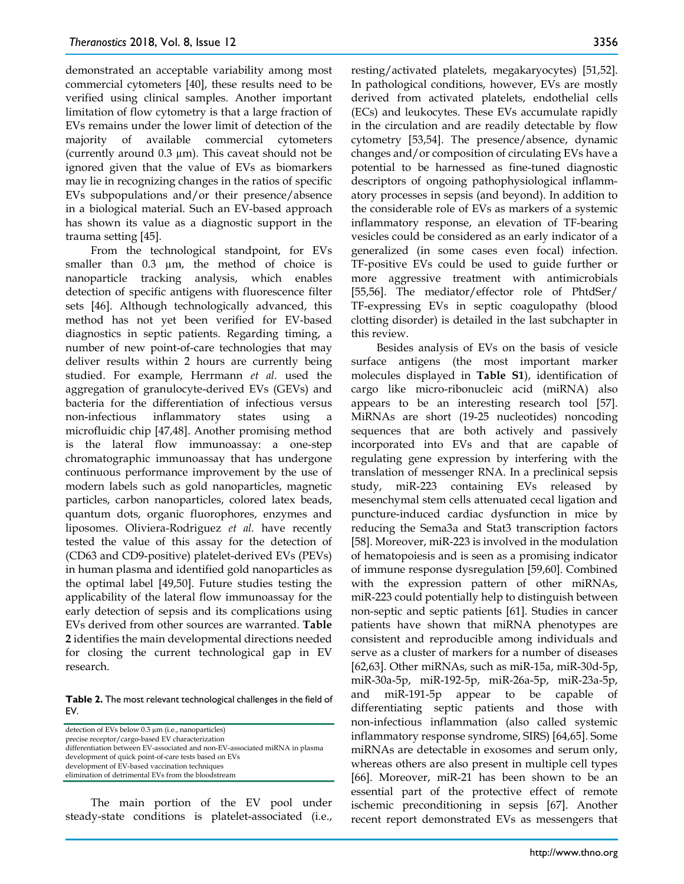demonstrated an acceptable variability among most commercial cytometers [40], these results need to be verified using clinical samples. Another important limitation of flow cytometry is that a large fraction of EVs remains under the lower limit of detection of the majority of available commercial cytometers (currently around 0.3 µm). This caveat should not be ignored given that the value of EVs as biomarkers may lie in recognizing changes in the ratios of specific EVs subpopulations and/or their presence/absence in a biological material. Such an EV-based approach has shown its value as a diagnostic support in the trauma setting [45].

From the technological standpoint, for EVs smaller than 0.3 µm, the method of choice is nanoparticle tracking analysis, which enables detection of specific antigens with fluorescence filter sets [46]. Although technologically advanced, this method has not yet been verified for EV-based diagnostics in septic patients. Regarding timing, a number of new point-of-care technologies that may deliver results within 2 hours are currently being studied. For example, Herrmann *et al.* used the aggregation of granulocyte-derived EVs (GEVs) and bacteria for the differentiation of infectious versus non-infectious inflammatory states using a microfluidic chip [47,48]. Another promising method is the lateral flow immunoassay: a one-step chromatographic immunoassay that has undergone continuous performance improvement by the use of modern labels such as gold nanoparticles, magnetic particles, carbon nanoparticles, colored latex beads, quantum dots, organic fluorophores, enzymes and liposomes. Oliviera-Rodriguez *et al.* have recently tested the value of this assay for the detection of (CD63 and CD9-positive) platelet-derived EVs (PEVs) in human plasma and identified gold nanoparticles as the optimal label [49,50]. Future studies testing the applicability of the lateral flow immunoassay for the early detection of sepsis and its complications using EVs derived from other sources are warranted. **Table 2** identifies the main developmental directions needed for closing the current technological gap in EV research.

**Table 2.** The most relevant technological challenges in the field of EV.

| |
|---|
| detection of EVs below 0.3 µm (i.e., nanoparticles) |
| precise receptor/cargo-based EV characterization |
| differentiation between EV-associated and non-EV-associated miRNA in plasma |
| development of quick point-of-care tests based on EVs |
| development of EV-based vaccination techniques |
| elimination of detrimental EVs from the bloodstream |

The main portion of the EV pool under steady-state conditions is platelet-associated (i.e., resting/activated platelets, megakaryocytes) [51,52]. In pathological conditions, however, EVs are mostly derived from activated platelets, endothelial cells (ECs) and leukocytes. These EVs accumulate rapidly in the circulation and are readily detectable by flow cytometry [53,54]. The presence/absence, dynamic changes and/or composition of circulating EVs have a potential to be harnessed as fine-tuned diagnostic descriptors of ongoing pathophysiological inflammatory processes in sepsis (and beyond). In addition to the considerable role of EVs as markers of a systemic inflammatory response, an elevation of TF-bearing vesicles could be considered as an early indicator of a generalized (in some cases even focal) infection. TF-positive EVs could be used to guide further or more aggressive treatment with antimicrobials [55,56]. The mediator/effector role of PhtdSer/TF-expressing EVs in septic coagulopathy (blood clotting disorder) is detailed in the last subchapter in this review.

Besides analysis of EVs on the basis of vesicle surface antigens (the most important marker molecules displayed in **Table S1**), identification of cargo like micro-ribonucleic acid (miRNA) also appears to be an interesting research tool [57]. MiRNAs are short (19-25 nucleotides) noncoding sequences that are both actively and passively incorporated into EVs and that are capable of regulating gene expression by interfering with the translation of messenger RNA. In a preclinical sepsis study, miR-223 containing EVs released by mesenchymal stem cells attenuated cecal ligation and puncture-induced cardiac dysfunction in mice by reducing the Sema3a and Stat3 transcription factors [58]. Moreover, miR-223 is involved in the modulation of hematopoiesis and is seen as a promising indicator of immune response dysregulation [59,60]. Combined with the expression pattern of other miRNAs, miR-223 could potentially help to distinguish between non-septic and septic patients [61]. Studies in cancer patients have shown that miRNA phenotypes are consistent and reproducible among individuals and serve as a cluster of markers for a number of diseases [62,63]. Other miRNAs, such as miR-15a, miR-30d-5p, miR-30a-5p, miR-192-5p, miR-26a-5p, miR-23a-5p, and miR-191-5p appear to be capable of differentiating septic patients and those with non-infectious inflammation (also called systemic inflammatory response syndrome, SIRS) [64,65]. Some miRNAs are detectable in exosomes and serum only, whereas others are also present in multiple cell types [66]. Moreover, miR-21 has been shown to be an essential part of the protective effect of remote ischemic preconditioning in sepsis [67]. Another recent report demonstrated EVs as messengers that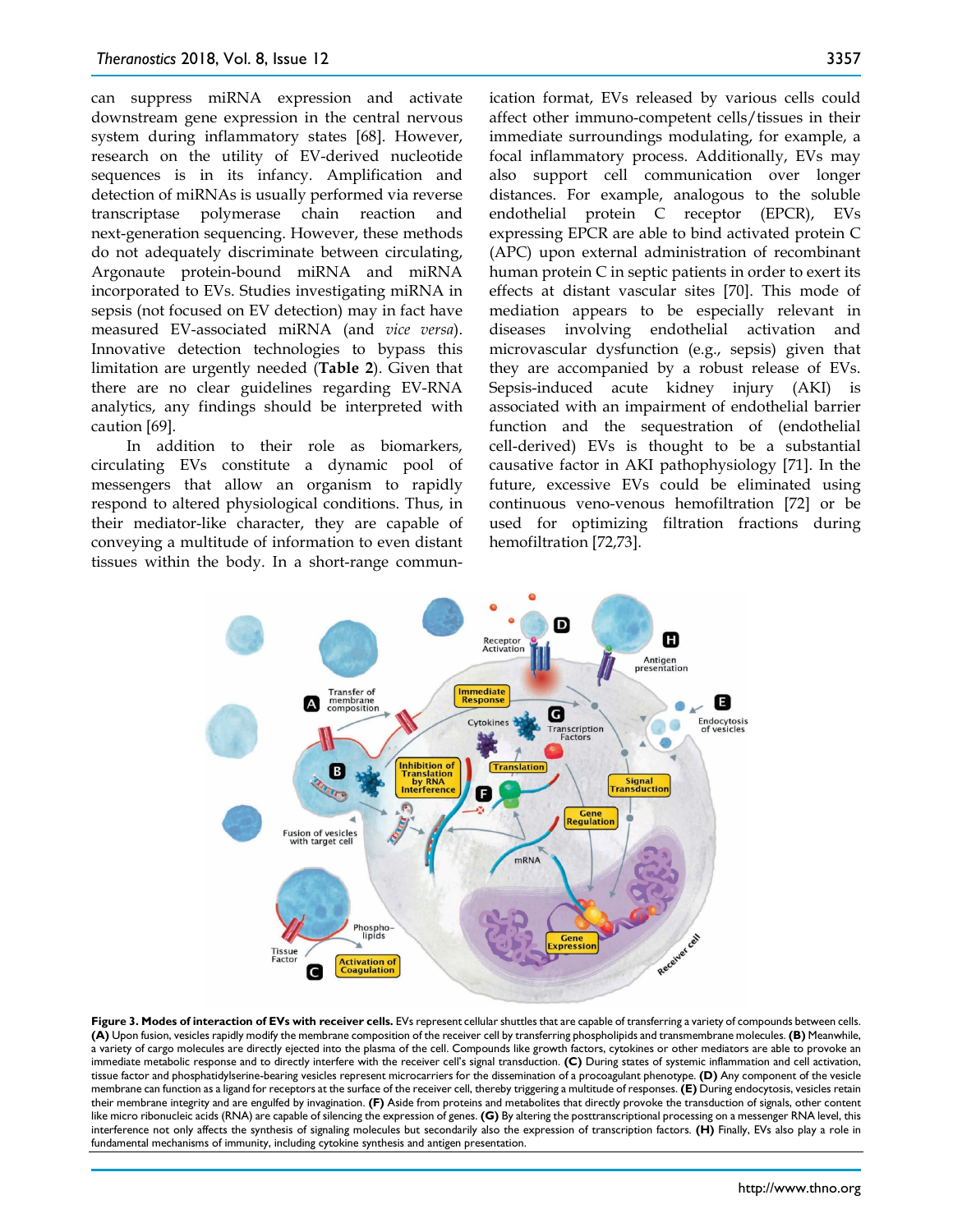can suppress miRNA expression and activate downstream gene expression in the central nervous system during inflammatory states [68]. However, research on the utility of EV-derived nucleotide sequences is in its infancy. Amplification and detection of miRNAs is usually performed via reverse transcriptase polymerase chain reaction and next-generation sequencing. However, these methods do not adequately discriminate between circulating, Argonaute protein-bound miRNA and miRNA incorporated to EVs. Studies investigating miRNA in sepsis (not focused on EV detection) may in fact have measured EV-associated miRNA (and *vice versa*). Innovative detection technologies to bypass this limitation are urgently needed (**Table 2**). Given that there are no clear guidelines regarding EV-RNA analytics, any findings should be interpreted with caution [69].

In addition to their role as biomarkers, circulating EVs constitute a dynamic pool of messengers that allow an organism to rapidly respond to altered physiological conditions. Thus, in their mediator-like character, they are capable of conveying a multitude of information to even distant tissues within the body. In a short-range communication format, EVs released by various cells could affect other immuno-competent cells/tissues in their immediate surroundings modulating, for example, a focal inflammatory process. Additionally, EVs may also support cell communication over longer distances. For example, analogous to the soluble endothelial protein C receptor (EPCR), EVs expressing EPCR are able to bind activated protein C (APC) upon external administration of recombinant human protein C in septic patients in order to exert its effects at distant vascular sites [70]. This mode of mediation appears to be especially relevant in diseases involving endothelial activation and microvascular dysfunction (e.g., sepsis) given that they are accompanied by a robust release of EVs. Sepsis-induced acute kidney injury (AKI) is associated with an impairment of endothelial barrier function and the sequestration of (endothelial cell-derived) EVs is thought to be a substantial causative factor in AKI pathophysiology [71]. In the future, excessive EVs could be eliminated using continuous veno-venous hemofiltration [72] or be used for optimizing filtration fractions during hemofiltration [72,73].

**Figure 3. Modes of interaction of EVs with receiver cells.** EVs represent cellular shuttles that are capable of transferring a variety of compounds between cells. **(A)** Upon fusion, vesicles rapidly modify the membrane composition of the receiver cell by transferring phospholipids and transmembrane molecules. **(B)** Meanwhile, a variety of cargo molecules are directly ejected into the plasma of the cell. Compounds like growth factors, cytokines or other mediators are able to provoke an immediate metabolic response and to directly interfere with the receiver cell's signal transduction. **(C)** During states of systemic inflammation and cell activation, tissue factor and phosphatidylserine-bearing vesicles represent microcarriers for the dissemination of a procoagulant phenotype. **(D)** Any component of the vesicle membrane can function as a ligand for receptors at the surface of the receiver cell, thereby triggering a multitude of responses. **(E)** During endocytosis, vesicles retain their membrane integrity and are engulfed by invagination. **(F)** Aside from proteins and metabolites that directly provoke the transduction of signals, other content like micro ribonucleic acids (RNA) are capable of silencing the expression of genes. **(G)** By altering the posttranscriptional processing on a messenger RNA level, this interference not only affects the synthesis of signaling molecules but secondarily also the expression of transcription factors. **(H)** Finally, EVs also play a role in fundamental mechanisms of immunity, including cytokine synthesis and antigen presentation.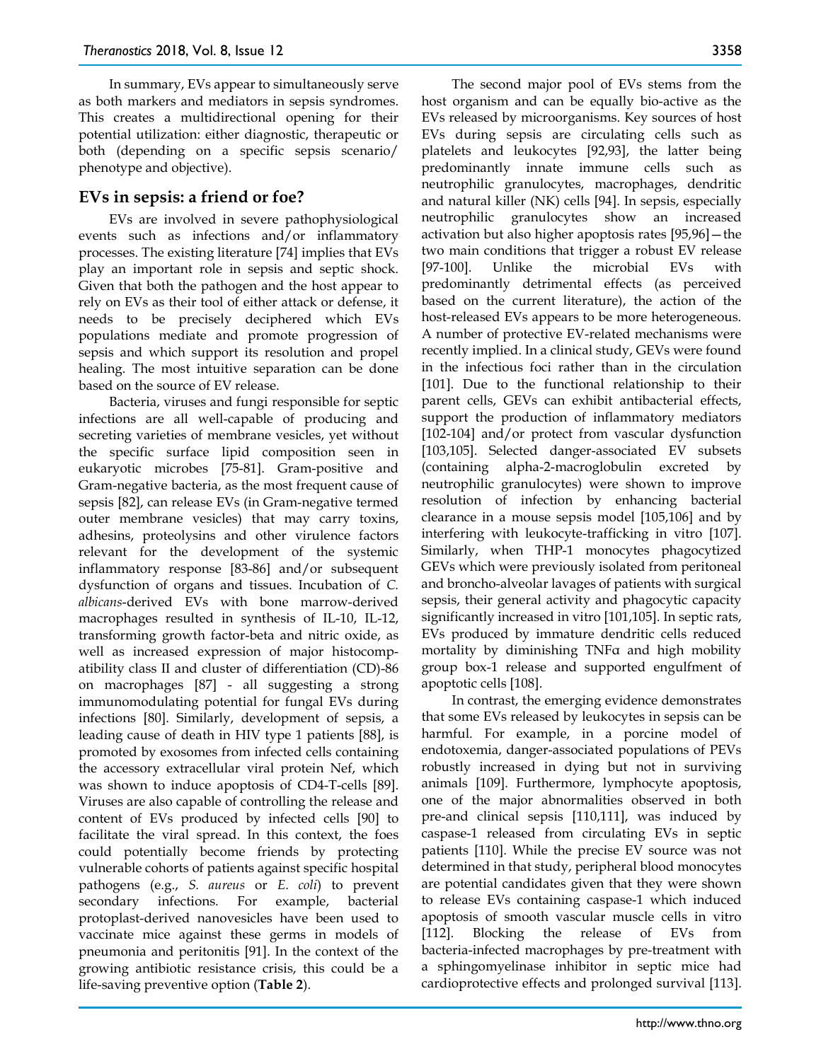In summary, EVs appear to simultaneously serve as both markers and mediators in sepsis syndromes. This creates a multidirectional opening for their potential utilization: either diagnostic, therapeutic or both (depending on a specific sepsis scenario/ phenotype and objective).

## EVs in sepsis: a friend or foe?

EVs are involved in severe pathophysiological events such as infections and/or inflammatory processes. The existing literature [74] implies that EVs play an important role in sepsis and septic shock. Given that both the pathogen and the host appear to rely on EVs as their tool of either attack or defense, it needs to be precisely deciphered which EVs populations mediate and promote progression of sepsis and which support its resolution and propel healing. The most intuitive separation can be done based on the source of EV release.

Bacteria, viruses and fungi responsible for septic infections are all well-capable of producing and secreting varieties of membrane vesicles, yet without the specific surface lipid composition seen in eukaryotic microbes [75-81]. Gram-positive and Gram-negative bacteria, as the most frequent cause of sepsis [82], can release EVs (in Gram-negative termed outer membrane vesicles) that may carry toxins, adhesins, proteolysins and other virulence factors relevant for the development of the systemic inflammatory response [83-86] and/or subsequent dysfunction of organs and tissues. Incubation of *C. albicans*-derived EVs with bone marrow-derived macrophages resulted in synthesis of IL-10, IL-12, transforming growth factor-beta and nitric oxide, as well as increased expression of major histocompatibility class II and cluster of differentiation (CD)-86 on macrophages [87] - all suggesting a strong immunomodulating potential for fungal EVs during infections [80]. Similarly, development of sepsis, a leading cause of death in HIV type 1 patients [88], is promoted by exosomes from infected cells containing the accessory extracellular viral protein Nef, which was shown to induce apoptosis of CD4-T-cells [89]. Viruses are also capable of controlling the release and content of EVs produced by infected cells [90] to facilitate the viral spread. In this context, the foes could potentially become friends by protecting vulnerable cohorts of patients against specific hospital pathogens (e.g., *S. aureus* or *E. coli*) to prevent secondary infections. For example, bacterial protoplast-derived nanovesicles have been used to vaccinate mice against these germs in models of pneumonia and peritonitis [91]. In the context of the growing antibiotic resistance crisis, this could be a life-saving preventive option (**Table 2**).

The second major pool of EVs stems from the host organism and can be equally bio-active as the EVs released by microorganisms. Key sources of host EVs during sepsis are circulating cells such as platelets and leukocytes [92,93], the latter being predominantly innate immune cells such as neutrophilic granulocytes, macrophages, dendritic and natural killer (NK) cells [94]. In sepsis, especially neutrophilic granulocytes show an increased activation but also higher apoptosis rates [95,96]—the two main conditions that trigger a robust EV release [97-100]. Unlike the microbial EVs with predominantly detrimental effects (as perceived based on the current literature), the action of the host-released EVs appears to be more heterogeneous. A number of protective EV-related mechanisms were recently implied. In a clinical study, GEVs were found in the infectious foci rather than in the circulation [101]. Due to the functional relationship to their parent cells, GEVs can exhibit antibacterial effects, support the production of inflammatory mediators [102-104] and/or protect from vascular dysfunction [103,105]. Selected danger-associated EV subsets (containing alpha-2-macroglobulin excreted by neutrophilic granulocytes) were shown to improve resolution of infection by enhancing bacterial clearance in a mouse sepsis model [105,106] and by interfering with leukocyte-trafficking in vitro [107]. Similarly, when THP-1 monocytes phagocytized GEVs which were previously isolated from peritoneal and broncho-alveolar lavages of patients with surgical sepsis, their general activity and phagocytic capacity significantly increased in vitro [101,105]. In septic rats, EVs produced by immature dendritic cells reduced mortality by diminishing TNFα and high mobility group box-1 release and supported engulfment of apoptotic cells [108].

In contrast, the emerging evidence demonstrates that some EVs released by leukocytes in sepsis can be harmful. For example, in a porcine model of endotoxemia, danger-associated populations of PEVs robustly increased in dying but not in surviving animals [109]. Furthermore, lymphocyte apoptosis, one of the major abnormalities observed in both pre-and clinical sepsis [110,111], was induced by caspase-1 released from circulating EVs in septic patients [110]. While the precise EV source was not determined in that study, peripheral blood monocytes are potential candidates given that they were shown to release EVs containing caspase-1 which induced apoptosis of smooth vascular muscle cells in vitro [112]. Blocking the release of EVs from bacteria-infected macrophages by pre-treatment with a sphingomyelinase inhibitor in septic mice had cardioprotective effects and prolonged survival [113].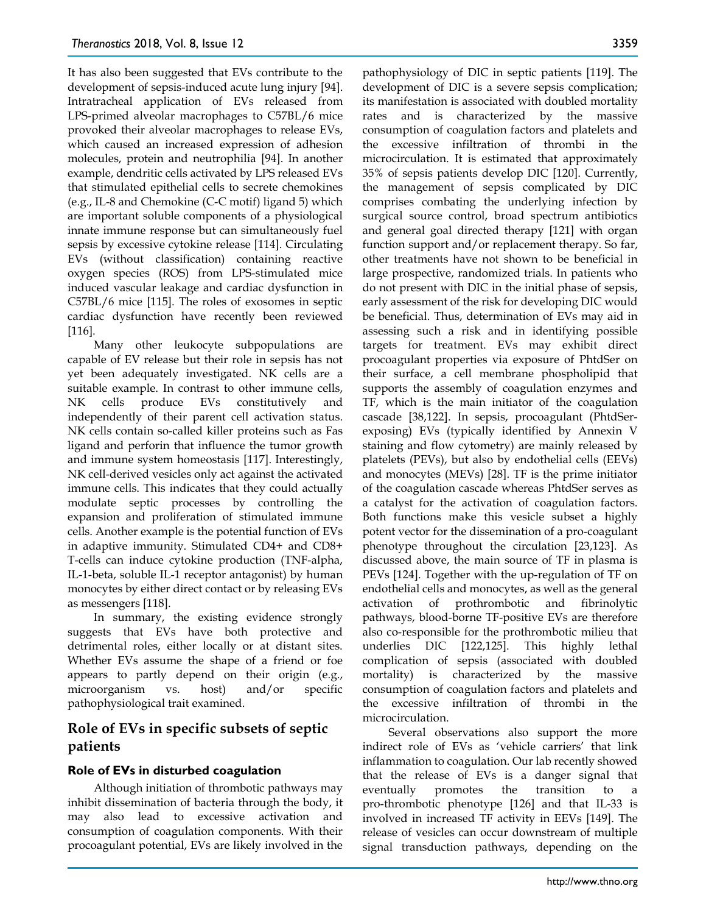It has also been suggested that EVs contribute to the development of sepsis-induced acute lung injury [94]. Intratracheal application of EVs released from LPS-primed alveolar macrophages to C57BL/6 mice provoked their alveolar macrophages to release EVs, which caused an increased expression of adhesion molecules, protein and neutrophilia [94]. In another example, dendritic cells activated by LPS released EVs that stimulated epithelial cells to secrete chemokines (e.g., IL-8 and Chemokine (C-C motif) ligand 5) which are important soluble components of a physiological innate immune response but can simultaneously fuel sepsis by excessive cytokine release [114]. Circulating EVs (without classification) containing reactive oxygen species (ROS) from LPS-stimulated mice induced vascular leakage and cardiac dysfunction in C57BL/6 mice [115]. The roles of exosomes in septic cardiac dysfunction have recently been reviewed [116].

Many other leukocyte subpopulations are capable of EV release but their role in sepsis has not yet been adequately investigated. NK cells are a suitable example. In contrast to other immune cells, NK cells produce EVs constitutively and independently of their parent cell activation status. NK cells contain so-called killer proteins such as Fas ligand and perforin that influence the tumor growth and immune system homeostasis [117]. Interestingly, NK cell-derived vesicles only act against the activated immune cells. This indicates that they could actually modulate septic processes by controlling the expansion and proliferation of stimulated immune cells. Another example is the potential function of EVs in adaptive immunity. Stimulated CD4+ and CD8+ T-cells can induce cytokine production (TNF-alpha, IL-1-beta, soluble IL-1 receptor antagonist) by human monocytes by either direct contact or by releasing EVs as messengers [118].

In summary, the existing evidence strongly suggests that EVs have both protective and detrimental roles, either locally or at distant sites. Whether EVs assume the shape of a friend or foe appears to partly depend on their origin (e.g., microorganism vs. host) and/or specific pathophysiological trait examined.

## Role of EVs in specific subsets of septic patients

### Role of EVs in disturbed coagulation

Although initiation of thrombotic pathways may inhibit dissemination of bacteria through the body, it may also lead to excessive activation and consumption of coagulation components. With their procoagulant potential, EVs are likely involved in the pathophysiology of DIC in septic patients [119]. The development of DIC is a severe sepsis complication; its manifestation is associated with doubled mortality rates and is characterized by the massive consumption of coagulation factors and platelets and the excessive infiltration of thrombi in the microcirculation. It is estimated that approximately 35% of sepsis patients develop DIC [120]. Currently, the management of sepsis complicated by DIC comprises combating the underlying infection by surgical source control, broad spectrum antibiotics and general goal directed therapy [121] with organ function support and/or replacement therapy. So far, other treatments have not shown to be beneficial in large prospective, randomized trials. In patients who do not present with DIC in the initial phase of sepsis, early assessment of the risk for developing DIC would be beneficial. Thus, determination of EVs may aid in assessing such a risk and in identifying possible targets for treatment. EVs may exhibit direct procoagulant properties via exposure of PhtdSer on their surface, a cell membrane phospholipid that supports the assembly of coagulation enzymes and TF, which is the main initiator of the coagulation cascade [38,122]. In sepsis, procoagulant (PhtdSer-exposing) EVs (typically identified by Annexin V staining and flow cytometry) are mainly released by platelets (PEVs), but also by endothelial cells (EEVs) and monocytes (MEVs) [28]. TF is the prime initiator of the coagulation cascade whereas PhtdSer serves as a catalyst for the activation of coagulation factors. Both functions make this vesicle subset a highly potent vector for the dissemination of a pro-coagulant phenotype throughout the circulation [23,123]. As discussed above, the main source of TF in plasma is PEVs [124]. Together with the up-regulation of TF on endothelial cells and monocytes, as well as the general activation of prothrombotic and fibrinolytic pathways, blood-borne TF-positive EVs are therefore also co-responsible for the prothrombotic milieu that underlies DIC [122,125]. This highly lethal complication of sepsis (associated with doubled mortality) is characterized by the massive consumption of coagulation factors and platelets and the excessive infiltration of thrombi in the microcirculation.

Several observations also support the more indirect role of EVs as 'vehicle carriers' that link inflammation to coagulation. Our lab recently showed that the release of EVs is a danger signal that eventually promotes the transition to a pro-thrombotic phenotype [126] and that IL-33 is involved in increased TF activity in EEVs [149]. The release of vesicles can occur downstream of multiple signal transduction pathways, depending on the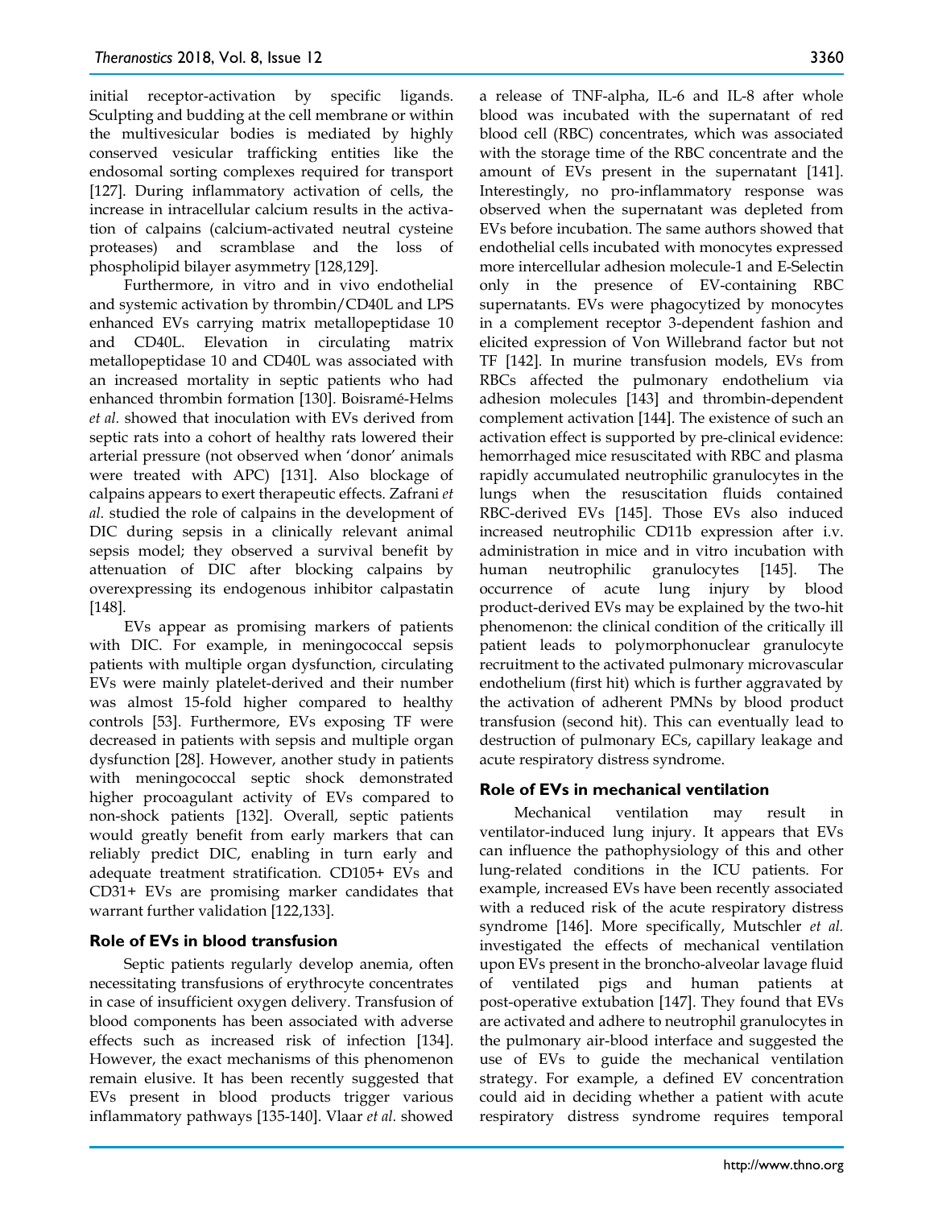initial receptor-activation by specific ligands. Sculpting and budding at the cell membrane or within the multivesicular bodies is mediated by highly conserved vesicular trafficking entities like the endosomal sorting complexes required for transport [127]. During inflammatory activation of cells, the increase in intracellular calcium results in the activation of calpains (calcium-activated neutral cysteine proteases) and scramblase and the loss of phospholipid bilayer asymmetry [128,129].

Furthermore, in vitro and in vivo endothelial and systemic activation by thrombin/CD40L and LPS enhanced EVs carrying matrix metallopeptidase 10 and CD40L. Elevation in circulating matrix metallopeptidase 10 and CD40L was associated with an increased mortality in septic patients who had enhanced thrombin formation [130]. Boisramé-Helms *et al.* showed that inoculation with EVs derived from septic rats into a cohort of healthy rats lowered their arterial pressure (not observed when 'donor' animals were treated with APC) [131]. Also blockage of calpains appears to exert therapeutic effects. Zafrani *et al.* studied the role of calpains in the development of DIC during sepsis in a clinically relevant animal sepsis model; they observed a survival benefit by attenuation of DIC after blocking calpains by overexpressing its endogenous inhibitor calpastatin [148].

EVs appear as promising markers of patients with DIC. For example, in meningococcal sepsis patients with multiple organ dysfunction, circulating EVs were mainly platelet-derived and their number was almost 15-fold higher compared to healthy controls [53]. Furthermore, EVs exposing TF were decreased in patients with sepsis and multiple organ dysfunction [28]. However, another study in patients with meningococcal septic shock demonstrated higher procoagulant activity of EVs compared to non-shock patients [132]. Overall, septic patients would greatly benefit from early markers that can reliably predict DIC, enabling in turn early and adequate treatment stratification. CD105+ EVs and CD31+ EVs are promising marker candidates that warrant further validation [122,133].

### Role of EVs in blood transfusion

Septic patients regularly develop anemia, often necessitating transfusions of erythrocyte concentrates in case of insufficient oxygen delivery. Transfusion of blood components has been associated with adverse effects such as increased risk of infection [134]. However, the exact mechanisms of this phenomenon remain elusive. It has been recently suggested that EVs present in blood products trigger various inflammatory pathways [135-140]. Vlaar *et al.* showed a release of TNF-alpha, IL-6 and IL-8 after whole blood was incubated with the supernatant of red blood cell (RBC) concentrates, which was associated with the storage time of the RBC concentrate and the amount of EVs present in the supernatant [141]. Interestingly, no pro-inflammatory response was observed when the supernatant was depleted from EVs before incubation. The same authors showed that endothelial cells incubated with monocytes expressed more intercellular adhesion molecule-1 and E-Selectin only in the presence of EV-containing RBC supernatants. EVs were phagocytized by monocytes in a complement receptor 3-dependent fashion and elicited expression of Von Willebrand factor but not TF [142]. In murine transfusion models, EVs from RBCs affected the pulmonary endothelium via adhesion molecules [143] and thrombin-dependent complement activation [144]. The existence of such an activation effect is supported by pre-clinical evidence: hemorrhaged mice resuscitated with RBC and plasma rapidly accumulated neutrophilic granulocytes in the lungs when the resuscitation fluids contained RBC-derived EVs [145]. Those EVs also induced increased neutrophilic CD11b expression after i.v. administration in mice and in vitro incubation with human neutrophilic granulocytes [145]. The occurrence of acute lung injury by blood product-derived EVs may be explained by the two-hit phenomenon: the clinical condition of the critically ill patient leads to polymorphonuclear granulocyte recruitment to the activated pulmonary microvascular endothelium (first hit) which is further aggravated by the activation of adherent PMNs by blood product transfusion (second hit). This can eventually lead to destruction of pulmonary ECs, capillary leakage and acute respiratory distress syndrome.

### Role of EVs in mechanical ventilation

Mechanical ventilation may result in ventilator-induced lung injury. It appears that EVs can influence the pathophysiology of this and other lung-related conditions in the ICU patients. For example, increased EVs have been recently associated with a reduced risk of the acute respiratory distress syndrome [146]. More specifically, Mutschler *et al.* investigated the effects of mechanical ventilation upon EVs present in the broncho-alveolar lavage fluid of ventilated pigs and human patients at post-operative extubation [147]. They found that EVs are activated and adhere to neutrophil granulocytes in the pulmonary air-blood interface and suggested the use of EVs to guide the mechanical ventilation strategy. For example, a defined EV concentration could aid in deciding whether a patient with acute respiratory distress syndrome requires temporal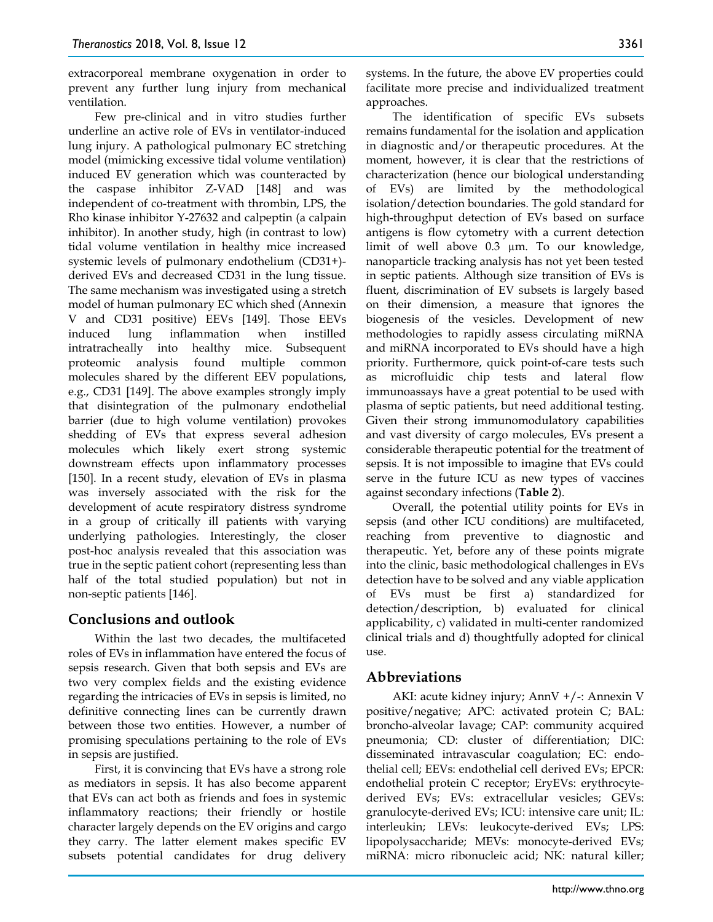extracorporeal membrane oxygenation in order to prevent any further lung injury from mechanical ventilation.

Few pre-clinical and in vitro studies further underline an active role of EVs in ventilator-induced lung injury. A pathological pulmonary EC stretching model (mimicking excessive tidal volume ventilation) induced EV generation which was counteracted by the caspase inhibitor Z-VAD [148] and was independent of co-treatment with thrombin, LPS, the Rho kinase inhibitor Y-27632 and calpeptin (a calpain inhibitor). In another study, high (in contrast to low) tidal volume ventilation in healthy mice increased systemic levels of pulmonary endothelium (CD31+)-derived EVs and decreased CD31 in the lung tissue. The same mechanism was investigated using a stretch model of human pulmonary EC which shed (Annexin V and CD31 positive) EEVs [149]. Those EEVs induced lung inflammation when instilled intratracheally into healthy mice. Subsequent proteomic analysis found multiple common molecules shared by the different EEV populations, e.g., CD31 [149]. The above examples strongly imply that disintegration of the pulmonary endothelial barrier (due to high volume ventilation) provokes shedding of EVs that express several adhesion molecules which likely exert strong systemic downstream effects upon inflammatory processes [150]. In a recent study, elevation of EVs in plasma was inversely associated with the risk for the development of acute respiratory distress syndrome in a group of critically ill patients with varying underlying pathologies. Interestingly, the closer post-hoc analysis revealed that this association was true in the septic patient cohort (representing less than half of the total studied population) but not in non-septic patients [146].

## Conclusions and outlook

Within the last two decades, the multifaceted roles of EVs in inflammation have entered the focus of sepsis research. Given that both sepsis and EVs are two very complex fields and the existing evidence regarding the intricacies of EVs in sepsis is limited, no definitive connecting lines can be currently drawn between those two entities. However, a number of promising speculations pertaining to the role of EVs in sepsis are justified.

First, it is convincing that EVs have a strong role as mediators in sepsis. It has also become apparent that EVs can act both as friends and foes in systemic inflammatory reactions; their friendly or hostile character largely depends on the EV origins and cargo they carry. The latter element makes specific EV subsets potential candidates for drug delivery systems. In the future, the above EV properties could facilitate more precise and individualized treatment approaches.

The identification of specific EVs subsets remains fundamental for the isolation and application in diagnostic and/or therapeutic procedures. At the moment, however, it is clear that the restrictions of characterization (hence our biological understanding of EVs) are limited by the methodological isolation/detection boundaries. The gold standard for high-throughput detection of EVs based on surface antigens is flow cytometry with a current detection limit of well above 0.3 µm. To our knowledge, nanoparticle tracking analysis has not yet been tested in septic patients. Although size transition of EVs is fluent, discrimination of EV subsets is largely based on their dimension, a measure that ignores the biogenesis of the vesicles. Development of new methodologies to rapidly assess circulating miRNA and miRNA incorporated to EVs should have a high priority. Furthermore, quick point-of-care tests such as microfluidic chip tests and lateral flow immunoassays have a great potential to be used with plasma of septic patients, but need additional testing. Given their strong immunomodulatory capabilities and vast diversity of cargo molecules, EVs present a considerable therapeutic potential for the treatment of sepsis. It is not impossible to imagine that EVs could serve in the future ICU as new types of vaccines against secondary infections (**Table 2**).

Overall, the potential utility points for EVs in sepsis (and other ICU conditions) are multifaceted, reaching from preventive to diagnostic and therapeutic. Yet, before any of these points migrate into the clinic, basic methodological challenges in EVs detection have to be solved and any viable application of EVs must be first a) standardized for detection/description, b) evaluated for clinical applicability, c) validated in multi-center randomized clinical trials and d) thoughtfully adopted for clinical use.

## Abbreviations

AKI: acute kidney injury; AnnV +/-: Annexin V positive/negative; APC: activated protein C; BAL: broncho-alveolar lavage; CAP: community acquired pneumonia; CD: cluster of differentiation; DIC: disseminated intravascular coagulation; EC: endothelial cell; EEVs: endothelial cell derived EVs; EPCR: endothelial protein C receptor; EryEVs: erythrocyte-derived EVs; EVs: extracellular vesicles; GEVs: granulocyte-derived EVs; ICU: intensive care unit; IL: interleukin; LEVs: leukocyte-derived EVs; LPS: lipopolysaccharide; MEVs: monocyte-derived EVs; miRNA: micro ribonucleic acid; NK: natural killer;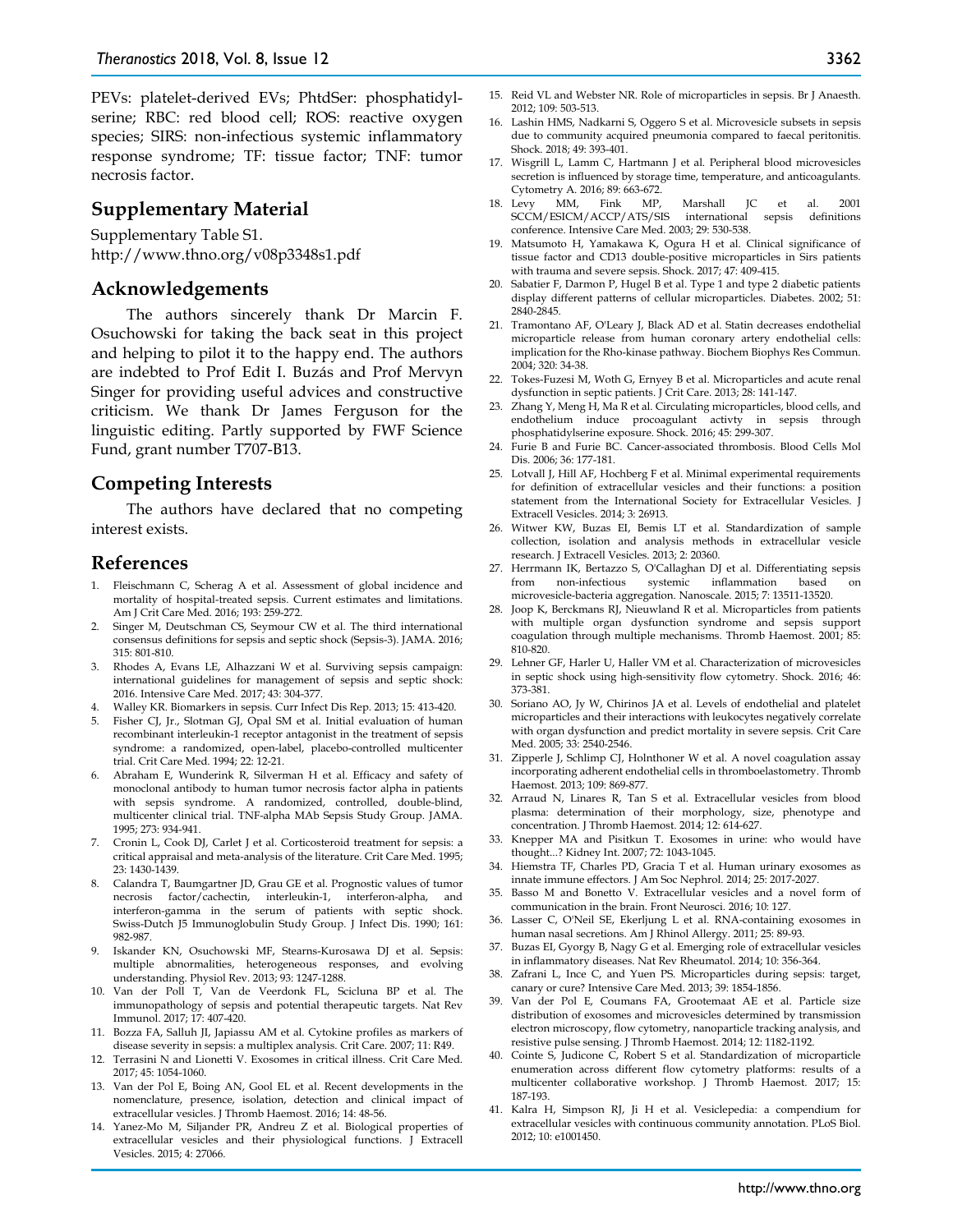PEVs: platelet-derived EVs; PhtdSer: phosphatidyl-serine; RBC: red blood cell; ROS: reactive oxygen species; SIRS: non-infectious systemic inflammatory response syndrome; TF: tissue factor; TNF: tumor necrosis factor.

## Supplementary Material

Supplementary Table S1.
http://www.thno.org/v08p3348s1.pdf

## Acknowledgements

The authors sincerely thank Dr Marcin F. Osuchowski for taking the back seat in this project and helping to pilot it to the happy end. The authors are indebted to Prof Edit I. Buzás and Prof Mervyn Singer for providing useful advices and constructive criticism. We thank Dr James Ferguson for the linguistic editing. Partly supported by FWF Science Fund, grant number T707-B13.

## Competing Interests

The authors have declared that no competing interest exists.

## References

1. Fleischmann C, Scherag A et al. Assessment of global incidence and mortality of hospital-treated sepsis. Current estimates and limitations. Am J Crit Care Med. 2016; 193: 259-272.
2. Singer M, Deutschman CS, Seymour CW et al. The third international consensus definitions for sepsis and septic shock (Sepsis-3). JAMA. 2016; 315: 801-810.
3. Rhodes A, Evans LE, Alhazzani W et al. Surviving sepsis campaign: international guidelines for management of sepsis and septic shock: 2016. Intensive Care Med. 2017; 43: 304-377.
4. Walley KR. Biomarkers in sepsis. Curr Infect Dis Rep. 2013; 15: 413-420.
5. Fisher CJ, Jr., Slotman GJ, Opal SM et al. Initial evaluation of human recombinant interleukin-1 receptor antagonist in the treatment of sepsis syndrome: a randomized, open-label, placebo-controlled multicenter trial. Crit Care Med. 1994; 22: 12-21.
6. Abraham E, Wunderink R, Silverman H et al. Efficacy and safety of monoclonal antibody to human tumor necrosis factor alpha in patients with sepsis syndrome. A randomized, controlled, double-blind, multicenter clinical trial. TNF-alpha MAb Sepsis Study Group. JAMA. 1995; 273: 934-941.
7. Cronin L, Cook DJ, Carlet J et al. Corticosteroid treatment for sepsis: a critical appraisal and meta-analysis of the literature. Crit Care Med. 1995; 23: 1430-1439.
8. Calandra T, Baumgartner JD, Grau GE et al. Prognostic values of tumor necrosis factor/cachectin, interleukin-1, interferon-alpha, and interferon-gamma in the serum of patients with septic shock. Swiss-Dutch J5 Immunoglobulin Study Group. J Infect Dis. 1990; 161: 982-987.
9. Iskander KN, Osuchowski MF, Stearns-Kurosawa DJ et al. Sepsis: multiple abnormalities, heterogeneous responses, and evolving understanding. Physiol Rev. 2013; 93: 1247-1288.
10. Van der Poll T, Van de Veerdonk FL, Scicluna BP et al. The immunopathology of sepsis and potential therapeutic targets. Nat Rev Immunol. 2017; 17: 407-420.
11. Bozza FA, Salluh JI, Japiassu AM et al. Cytokine profiles as markers of disease severity in sepsis: a multiplex analysis. Crit Care. 2007; 11: R49.
12. Terrasini N and Lionetti V. Exosomes in critical illness. Crit Care Med. 2017; 45: 1054-1060.
13. Van der Pol E, Boing AN, Gool EL et al. Recent developments in the nomenclature, presence, isolation, detection and clinical impact of extracellular vesicles. J Thromb Haemost. 2016; 14: 48-56.
14. Yanez-Mo M, Siljander PR, Andreu Z et al. Biological properties of extracellular vesicles and their physiological functions. J Extracell Vesicles. 2015; 4: 27066.
15. Reid VL and Webster NR. Role of microparticles in sepsis. Br J Anaesth. 2012; 109: 503-513.
16. Lashin HMS, Nadkarni S, Oggero S et al. Microvesicle subsets in sepsis due to community acquired pneumonia compared to faecal peritonitis. Shock. 2018; 49: 393-401.
17. Wisgrill L, Lamm C, Hartmann J et al. Peripheral blood microvesicles secretion is influenced by storage time, temperature, and anticoagulants. Cytometry A. 2016; 89: 663-672.
18. Levy MM, Fink MP, Marshall JC et al. 2001 SCCM/ESICM/ACCP/ATS/SIS international sepsis definitions conference. Intensive Care Med. 2003; 29: 530-538.
19. Matsumoto H, Yamakawa K, Ogura H et al. Clinical significance of tissue factor and CD13 double-positive microparticles in Sirs patients with trauma and severe sepsis. Shock. 2017; 47: 409-415.
20. Sabatier F, Darmon P, Hugel B et al. Type 1 and type 2 diabetic patients display different patterns of cellular microparticles. Diabetes. 2002; 51: 2840-2845.
21. Tramontano AF, O'Leary J, Black AD et al. Statin decreases endothelial microparticle release from human coronary artery endothelial cells: implication for the Rho-kinase pathway. Biochem Biophys Res Commun. 2004; 320: 34-38.
22. Tokes-Fuzesi M, Woth G, Ernyey B et al. Microparticles and acute renal dysfunction in septic patients. J Crit Care. 2013; 28: 141-147.
23. Zhang Y, Meng H, Ma R et al. Circulating microparticles, blood cells, and endothelium induce procoagulant activty in sepsis through phosphatidylserine exposure. Shock. 2016; 45: 299-307.
24. Furie B and Furie BC. Cancer-associated thrombosis. Blood Cells Mol Dis. 2006; 36: 177-181.
25. Lotvall J, Hill AF, Hochberg F et al. Minimal experimental requirements for definition of extracellular vesicles and their functions: a position statement from the International Society for Extracellular Vesicles. J Extracell Vesicles. 2014; 3: 26913.
26. Witwer KW, Buzas EI, Bemis LT et al. Standardization of sample collection, isolation and analysis methods in extracellular vesicle research. J Extracell Vesicles. 2013; 2: 20360.
27. Herrmann IK, Bertazzo S, O'Callaghan DJ et al. Differentiating sepsis from non-infectious systemic inflammation based on microvesicle-bacteria aggregation. Nanoscale. 2015; 7: 13511-13520.
28. Joop K, Berckmans RJ, Nieuwland R et al. Microparticles from patients with multiple organ dysfunction syndrome and sepsis support coagulation through multiple mechanisms. Thromb Haemost. 2001; 85: 810-820.
29. Lehner GF, Harler U, Haller VM et al. Characterization of microvesicles in septic shock using high-sensitivity flow cytometry. Shock. 2016; 46: 373-381.
30. Soriano AO, Jy W, Chirinos JA et al. Levels of endothelial and platelet microparticles and their interactions with leukocytes negatively correlate with organ dysfunction and predict mortality in severe sepsis. Crit Care Med. 2005; 33: 2540-2546.
31. Zipperle J, Schlimp CJ, Holnthoner W et al. A novel coagulation assay incorporating adherent endothelial cells in thromboelastometry. Thromb Haemost. 2013; 109: 869-877.
32. Arraud N, Linares R, Tan S et al. Extracellular vesicles from blood plasma: determination of their morphology, size, phenotype and concentration. J Thromb Haemost. 2014; 12: 614-627.
33. Knepper MA and Pisitkun T. Exosomes in urine: who would have thought...? Kidney Int. 2007; 72: 1043-1045.
34. Hiemstra TF, Charles PD, Gracia T et al. Human urinary exosomes as innate immune effectors. J Am Soc Nephrol. 2014; 25: 2017-2027.
35. Basso M and Bonetto V. Extracellular vesicles and a novel form of communication in the brain. Front Neurosci. 2016; 10: 127.
36. Lasser C, O'Neil SE, Ekerljung L et al. RNA-containing exosomes in human nasal secretions. Am J Rhinol Allergy. 2011; 25: 89-93.
37. Buzas EI, Gyorgy B, Nagy G et al. Emerging role of extracellular vesicles in inflammatory diseases. Nat Rev Rheumatol. 2014; 10: 356-364.
38. Zafrani L, Ince C, and Yuen PS. Microparticles during sepsis: target, canary or cure? Intensive Care Med. 2013; 39: 1854-1856.
39. Van der Pol E, Coumans FA, Grootemaat AE et al. Particle size distribution of exosomes and microvesicles determined by transmission electron microscopy, flow cytometry, nanoparticle tracking analysis, and resistive pulse sensing. J Thromb Haemost. 2014; 12: 1182-1192.
40. Cointe S, Judicone C, Robert S et al. Standardization of microparticle enumeration across different flow cytometry platforms: results of a multicenter collaborative workshop. J Thromb Haemost. 2017; 15: 187-193.
41. Kalra H, Simpson RJ, Ji H et al. Vesiclepedia: a compendium for extracellular vesicles with continuous community annotation. PLoS Biol. 2012; 10: e1001450.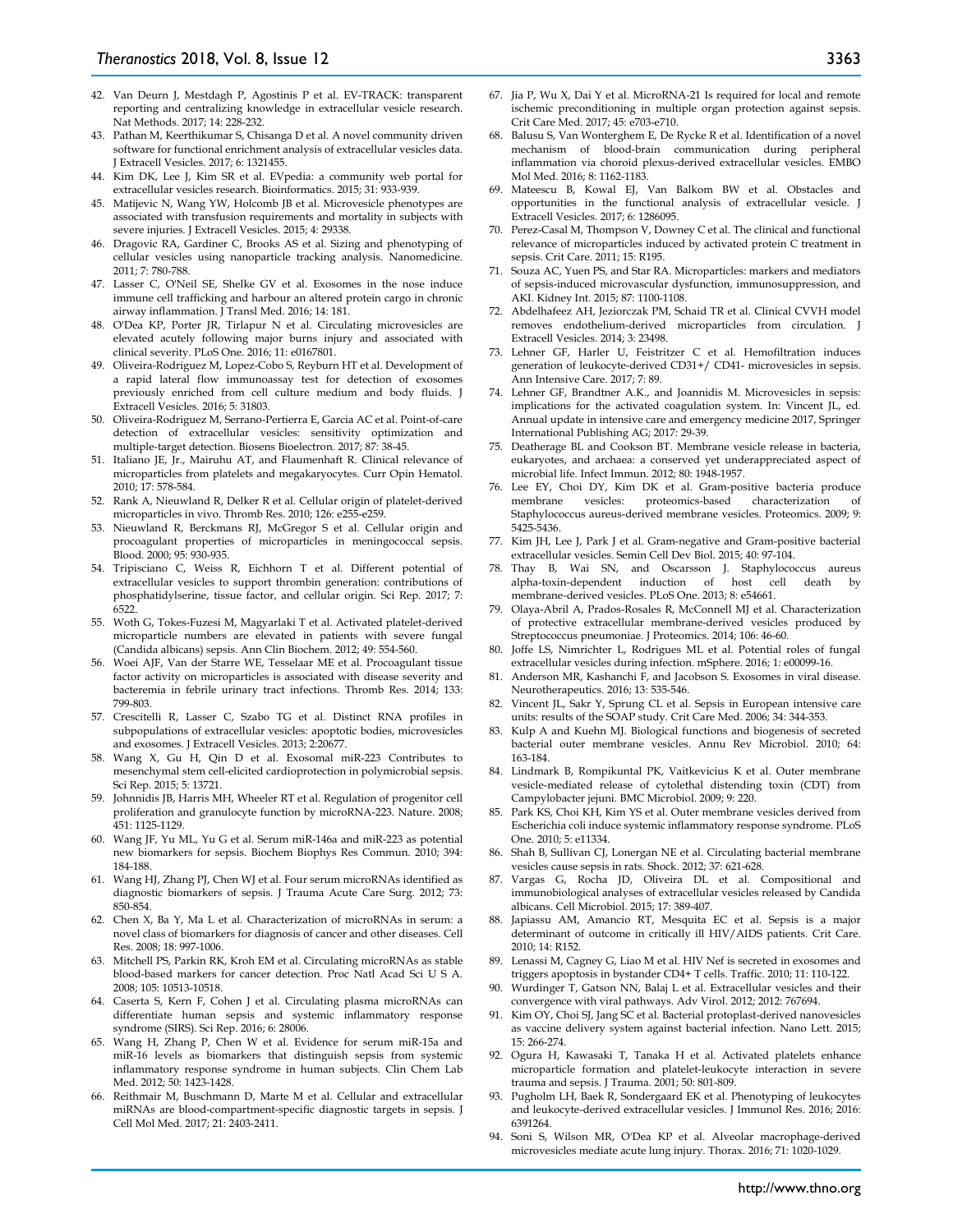42. Van Deurn J, Mestdagh P, Agostinis P et al. EV-TRACK: transparent reporting and centralizing knowledge in extracellular vesicle research. Nat Methods. 2017; 14: 228-232.
43. Pathan M, Keerthikumar S, Chisanga D et al. A novel community driven software for functional enrichment analysis of extracellular vesicles data. J Extracell Vesicles. 2017; 6: 1321455.
44. Kim DK, Lee J, Kim SR et al. EVpedia: a community web portal for extracellular vesicles research. Bioinformatics. 2015; 31: 933-939.
45. Matijevic N, Wang YW, Holcomb JB et al. Microvesicle phenotypes are associated with transfusion requirements and mortality in subjects with severe injuries. J Extracell Vesicles. 2015; 4: 29338.
46. Dragovic RA, Gardiner C, Brooks AS et al. Sizing and phenotyping of cellular vesicles using nanoparticle tracking analysis. Nanomedicine. 2011; 7: 780-788.
47. Lasser C, O'Neil SE, Shelke GV et al. Exosomes in the nose induce immune cell trafficking and harbour an altered protein cargo in chronic airway inflammation. J Transl Med. 2016; 14: 181.
48. O'Dea KP, Porter JR, Tirlapur N et al. Circulating microvesicles are elevated acutely following major burns injury and associated with clinical severity. PLoS One. 2016; 11: e0167801.
49. Oliveira-Rodriguez M, Lopez-Cobo S, Reyburn HT et al. Development of a rapid lateral flow immunoassay test for detection of exosomes previously enriched from cell culture medium and body fluids. J Extracell Vesicles. 2016; 5: 31803.
50. Oliveira-Rodriguez M, Serrano-Pertierra E, Garcia AC et al. Point-of-care detection of extracellular vesicles: sensitivity optimization and multiple-target detection. Biosens Bioelectron. 2017; 87: 38-45.
51. Italiano JE, Jr., Mairuhu AT, and Flaumenhaft R. Clinical relevance of microparticles from platelets and megakaryocytes. Curr Opin Hematol. 2010; 17: 578-584.
52. Rank A, Nieuwland R, Delker R et al. Cellular origin of platelet-derived microparticles in vivo. Thromb Res. 2010; 126: e255-e259.
53. Nieuwland R, Berckmans RJ, McGregor S et al. Cellular origin and procoagulant properties of microparticles in meningococcal sepsis. Blood. 2000; 95: 930-935.
54. Tripisciano C, Weiss R, Eichhorn T et al. Different potential of extracellular vesicles to support thrombin generation: contributions of phosphatidylserine, tissue factor, and cellular origin. Sci Rep. 2017; 7: 6522.
55. Woth G, Tokes-Fuzesi M, Magyarlaki T et al. Activated platelet-derived microparticle numbers are elevated in patients with severe fungal (Candida albicans) sepsis. Ann Clin Biochem. 2012; 49: 554-560.
56. Woei AJF, Van der Starre WE, Tesselaar ME et al. Procoagulant tissue factor activity on microparticles is associated with disease severity and bacteremia in febrile urinary tract infections. Thromb Res. 2014; 133: 799-803.
57. Crescitelli R, Lasser C, Szabo TG et al. Distinct RNA profiles in subpopulations of extracellular vesicles: apoptotic bodies, microvesicles and exosomes. J Extracell Vesicles. 2013; 2:20677.
58. Wang X, Gu H, Qin D et al. Exosomal miR-223 Contributes to mesenchymal stem cell-elicited cardioprotection in polymicrobial sepsis. Sci Rep. 2015; 5: 13721.
59. Johnnidis JB, Harris MH, Wheeler RT et al. Regulation of progenitor cell proliferation and granulocyte function by microRNA-223. Nature. 2008; 451: 1125-1129.
60. Wang JF, Yu ML, Yu G et al. Serum miR-146a and miR-223 as potential new biomarkers for sepsis. Biochem Biophys Res Commun. 2010; 394: 184-188.
61. Wang HJ, Zhang PJ, Chen WJ et al. Four serum microRNAs identified as diagnostic biomarkers of sepsis. J Trauma Acute Care Surg. 2012; 73: 850-854.
62. Chen X, Ba Y, Ma L et al. Characterization of microRNAs in serum: a novel class of biomarkers for diagnosis of cancer and other diseases. Cell Res. 2008; 18: 997-1006.
63. Mitchell PS, Parkin RK, Kroh EM et al. Circulating microRNAs as stable blood-based markers for cancer detection. Proc Natl Acad Sci U S A. 2008; 105: 10513-10518.
64. Caserta S, Kern F, Cohen J et al. Circulating plasma microRNAs can differentiate human sepsis and systemic inflammatory response syndrome (SIRS). Sci Rep. 2016; 6: 28006.
65. Wang H, Zhang P, Chen W et al. Evidence for serum miR-15a and miR-16 levels as biomarkers that distinguish sepsis from systemic inflammatory response syndrome in human subjects. Clin Chem Lab Med. 2012; 50: 1423-1428.
66. Reithmair M, Buschmann D, Marte M et al. Cellular and extracellular miRNAs are blood-compartment-specific diagnostic targets in sepsis. J Cell Mol Med. 2017; 21: 2403-2411.
67. Jia P, Wu X, Dai Y et al. MicroRNA-21 Is required for local and remote ischemic preconditioning in multiple organ protection against sepsis. Crit Care Med. 2017; 45: e703-e710.
68. Balusu S, Van Wonterghem E, De Rycke R et al. Identification of a novel mechanism of blood-brain communication during peripheral inflammation via choroid plexus-derived extracellular vesicles. EMBO Mol Med. 2016; 8: 1162-1183.
69. Mateescu B, Kowal EJ, Van Balkom BW et al. Obstacles and opportunities in the functional analysis of extracellular vesicle. J Extracell Vesicles. 2017; 6: 1286095.
70. Perez-Casal M, Thompson V, Downey C et al. The clinical and functional relevance of microparticles induced by activated protein C treatment in sepsis. Crit Care. 2011; 15: R195.
71. Souza AC, Yuen PS, and Star RA. Microparticles: markers and mediators of sepsis-induced microvascular dysfunction, immunosuppression, and AKI. Kidney Int. 2015; 87: 1100-1108.
72. Abdelhafeez AH, Jeziorczak PM, Schaid TR et al. Clinical CVVH model removes endothelium-derived microparticles from circulation. J Extracell Vesicles. 2014; 3: 23498.
73. Lehner GF, Harler U, Feistritzer C et al. Hemofiltration induces generation of leukocyte-derived CD31+/ CD41- microvesicles in sepsis. Ann Intensive Care. 2017; 7: 89.
74. Lehner GF, Brandtner A.K., and Joannidis M. Microvesicles in sepsis: implications for the activated coagulation system. In: Vincent JL, ed. Annual update in intensive care and emergency medicine 2017, Springer International Publishing AG; 2017: 29-39.
75. Deatherage BL and Cookson BT. Membrane vesicle release in bacteria, eukaryotes, and archaea: a conserved yet underappreciated aspect of microbial life. Infect Immun. 2012; 80: 1948-1957.
76. Lee EY, Choi DY, Kim DK et al. Gram-positive bacteria produce membrane vesicles: proteomics-based characterization of Staphylococcus aureus-derived membrane vesicles. Proteomics. 2009; 9: 5425-5436.
77. Kim JH, Lee J, Park J et al. Gram-negative and Gram-positive bacterial extracellular vesicles. Semin Cell Dev Biol. 2015; 40: 97-104.
78. Thay B, Wai SN, and Oscarsson J. Staphylococcus aureus alpha-toxin-dependent induction of host cell death by membrane-derived vesicles. PLoS One. 2013; 8: e54661.
79. Olaya-Abril A, Prados-Rosales R, McConnell MJ et al. Characterization of protective extracellular membrane-derived vesicles produced by Streptococcus pneumoniae. J Proteomics. 2014; 106: 46-60.
80. Joffe LS, Nimrichter L, Rodrigues ML et al. Potential roles of fungal extracellular vesicles during infection. mSphere. 2016; 1: e00099-16.
81. Anderson MR, Kashanchi F, and Jacobson S. Exosomes in viral disease. Neurotherapeutics. 2016; 13: 535-546.
82. Vincent JL, Sakr Y, Sprung CL et al. Sepsis in European intensive care units: results of the SOAP study. Crit Care Med. 2006; 34: 344-353.
83. Kulp A and Kuehn MJ. Biological functions and biogenesis of secreted bacterial outer membrane vesicles. Annu Rev Microbiol. 2010; 64: 163-184.
84. Lindmark B, Rompikuntal PK, Vaitkevicius K et al. Outer membrane vesicle-mediated release of cytolethal distending toxin (CDT) from Campylobacter jejuni. BMC Microbiol. 2009; 9: 220.
85. Park KS, Choi KH, Kim YS et al. Outer membrane vesicles derived from Escherichia coli induce systemic inflammatory response syndrome. PLoS One. 2010; 5: e11334.
86. Shah B, Sullivan CJ, Lonergan NE et al. Circulating bacterial membrane vesicles cause sepsis in rats. Shock. 2012; 37: 621-628.
87. Vargas G, Rocha JD, Oliveira DL et al. Compositional and immunobiological analyses of extracellular vesicles released by Candida albicans. Cell Microbiol. 2015; 17: 389-407.
88. Japiassu AM, Amancio RT, Mesquita EC et al. Sepsis is a major determinant of outcome in critically ill HIV/AIDS patients. Crit Care. 2010; 14: R152.
89. Lenassi M, Cagney G, Liao M et al. HIV Nef is secreted in exosomes and triggers apoptosis in bystander CD4+ T cells. Traffic. 2010; 11: 110-122.
90. Wurdinger T, Gatson NN, Balaj L et al. Extracellular vesicles and their convergence with viral pathways. Adv Virol. 2012; 2012: 767694.
91. Kim OY, Choi SJ, Jang SC et al. Bacterial protoplast-derived nanovesicles as vaccine delivery system against bacterial infection. Nano Lett. 2015; 15: 266-274.
92. Ogura H, Kawasaki T, Tanaka H et al. Activated platelets enhance microparticle formation and platelet-leukocyte interaction in severe trauma and sepsis. J Trauma. 2001; 50: 801-809.
93. Pugholm LH, Baek R, Sondergaard EK et al. Phenotyping of leukocytes and leukocyte-derived extracellular vesicles. J Immunol Res. 2016; 2016: 6391264.
94. Soni S, Wilson MR, O'Dea KP et al. Alveolar macrophage-derived microvesicles mediate acute lung injury. Thorax. 2016; 71: 1020-1029.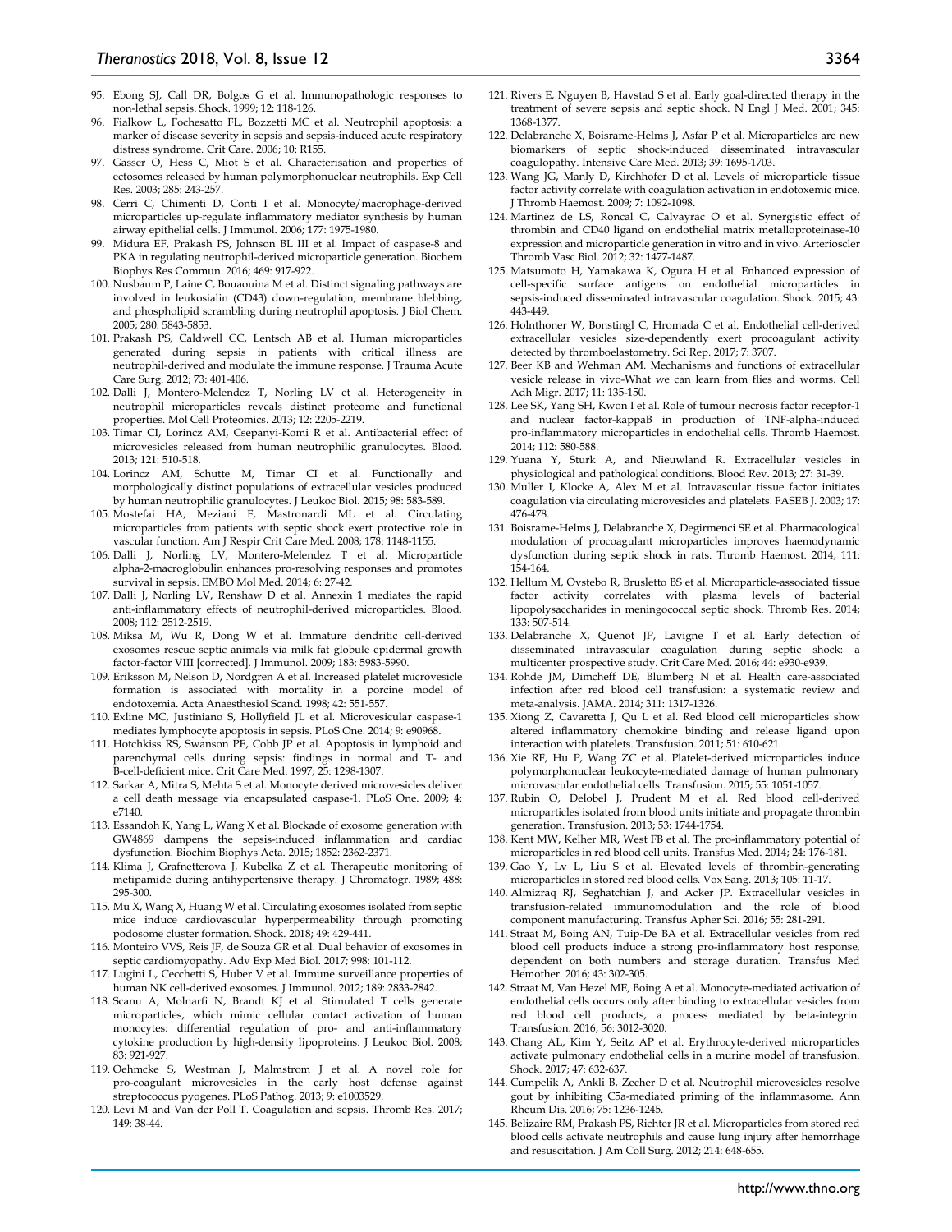95. Ebong SJ, Call DR, Bolgos G et al. Immunopathologic responses to non-lethal sepsis. Shock. 1999; 12: 118-126.
96. Fialkow L, Fochesatto FL, Bozzetti MC et al. Neutrophil apoptosis: a marker of disease severity in sepsis and sepsis-induced acute respiratory distress syndrome. Crit Care. 2006; 10: R155.
97. Gasser O, Hess C, Miot S et al. Characterisation and properties of ectosomes released by human polymorphonuclear neutrophils. Exp Cell Res. 2003; 285: 243-257.
98. Cerri C, Chimenti D, Conti I et al. Monocyte/macrophage-derived microparticles up-regulate inflammatory mediator synthesis by human airway epithelial cells. J Immunol. 2006; 177: 1975-1980.
99. Midura EF, Prakash PS, Johnson BL III et al. Impact of caspase-8 and PKA in regulating neutrophil-derived microparticle generation. Biochem Biophys Res Commun. 2016; 469: 917-922.
100. Nusbaum P, Laine C, Bouaouina M et al. Distinct signaling pathways are involved in leukosialin (CD43) down-regulation, membrane blebbing, and phospholipid scrambling during neutrophil apoptosis. J Biol Chem. 2005; 280: 5843-5853.
101. Prakash PS, Caldwell CC, Lentsch AB et al. Human microparticles generated during sepsis in patients with critical illness are neutrophil-derived and modulate the immune response. J Trauma Acute Care Surg. 2012; 73: 401-406.
102. Dalli J, Montero-Melendez T, Norling LV et al. Heterogeneity in neutrophil microparticles reveals distinct proteome and functional properties. Mol Cell Proteomics. 2013; 12: 2205-2219.
103. Timar CI, Lorincz AM, Csepanyi-Komi R et al. Antibacterial effect of microvesicles released from human neutrophilic granulocytes. Blood. 2013; 121: 510-518.
104. Lorincz AM, Schutte M, Timar CI et al. Functionally and morphologically distinct populations of extracellular vesicles produced by human neutrophilic granulocytes. J Leukoc Biol. 2015; 98: 583-589.
105. Mostefai HA, Meziani F, Mastronardi ML et al. Circulating microparticles from patients with septic shock exert protective role in vascular function. Am J Respir Crit Care Med. 2008; 178: 1148-1155.
106. Dalli J, Norling LV, Montero-Melendez T et al. Microparticle alpha-2-macroglobulin enhances pro-resolving responses and promotes survival in sepsis. EMBO Mol Med. 2014; 6: 27-42.
107. Dalli J, Norling LV, Renshaw D et al. Annexin 1 mediates the rapid anti-inflammatory effects of neutrophil-derived microparticles. Blood. 2008; 112: 2512-2519.
108. Miksa M, Wu R, Dong W et al. Immature dendritic cell-derived exosomes rescue septic animals via milk fat globule epidermal growth factor-factor VIII [corrected]. J Immunol. 2009; 183: 5983-5990.
109. Eriksson M, Nelson D, Nordgren A et al. Increased platelet microvesicle formation is associated with mortality in a porcine model of endotoxemia. Acta Anaesthesiol Scand. 1998; 42: 551-557.
110. Exline MC, Justiniano S, Hollyfield JL et al. Microvesicular caspase-1 mediates lymphocyte apoptosis in sepsis. PLoS One. 2014; 9: e90968.
111. Hotchkiss RS, Swanson PE, Cobb JP et al. Apoptosis in lymphoid and parenchymal cells during sepsis: findings in normal and T- and B-cell-deficient mice. Crit Care Med. 1997; 25: 1298-1307.
112. Sarkar A, Mitra S, Mehta S et al. Monocyte derived microvesicles deliver a cell death message via encapsulated caspase-1. PLoS One. 2009; 4: e7140.
113. Essandoh K, Yang L, Wang X et al. Blockade of exosome generation with GW4869 dampens the sepsis-induced inflammation and cardiac dysfunction. Biochim Biophys Acta. 2015; 1852: 2362-2371.
114. Klima J, Grafnetterova J, Kubelka Z et al. Therapeutic monitoring of metipamide during antihypertensive therapy. J Chromatogr. 1989; 488: 295-300.
115. Mu X, Wang X, Huang W et al. Circulating exosomes isolated from septic mice induce cardiovascular hyperpermeability through promoting podosome cluster formation. Shock. 2018; 49: 429-441.
116. Monteiro VVS, Reis JF, de Souza GR et al. Dual behavior of exosomes in septic cardiomyopathy. Adv Exp Med Biol. 2017; 998: 101-112.
117. Lugini L, Cecchetti S, Huber V et al. Immune surveillance properties of human NK cell-derived exosomes. J Immunol. 2012; 189: 2833-2842.
118. Scanu A, Molnarfi N, Brandt KJ et al. Stimulated T cells generate microparticles, which mimic cellular contact activation of human monocytes: differential regulation of pro- and anti-inflammatory cytokine production by high-density lipoproteins. J Leukoc Biol. 2008; 83: 921-927.
119. Oehmcke S, Westman J, Malmstrom J et al. A novel role for pro-coagulant microvesicles in the early host defense against streptococcus pyogenes. PLoS Pathog. 2013; 9: e1003529.
120. Levi M and Van der Poll T. Coagulation and sepsis. Thromb Res. 2017; 149: 38-44.
121. Rivers E, Nguyen B, Havstad S et al. Early goal-directed therapy in the treatment of severe sepsis and septic shock. N Engl J Med. 2001; 345: 1368-1377.
122. Delabranche X, Boisrame-Helms J, Asfar P et al. Microparticles are new biomarkers of septic shock-induced disseminated intravascular coagulopathy. Intensive Care Med. 2013; 39: 1695-1703.
123. Wang JG, Manly D, Kirchhofer D et al. Levels of microparticle tissue factor activity correlate with coagulation activation in endotoxemic mice. J Thromb Haemost. 2009; 7: 1092-1098.
124. Martinez de LS, Roncal C, Calvayrac O et al. Synergistic effect of thrombin and CD40 ligand on endothelial matrix metalloproteinase-10 expression and microparticle generation in vitro and in vivo. Arterioscler Thromb Vasc Biol. 2012; 32: 1477-1487.
125. Matsumoto H, Yamakawa K, Ogura H et al. Enhanced expression of cell-specific surface antigens on endothelial microparticles in sepsis-induced disseminated intravascular coagulation. Shock. 2015; 43: 443-449.
126. Holnthoner W, Bonstingl C, Hromada C et al. Endothelial cell-derived extracellular vesicles size-dependently exert procoagulant activity detected by thromboelastometry. Sci Rep. 2017; 7: 3707.
127. Beer KB and Wehman AM. Mechanisms and functions of extracellular vesicle release in vivo-What we can learn from flies and worms. Cell Adh Migr. 2017; 11: 135-150.
128. Lee SK, Yang SH, Kwon I et al. Role of tumour necrosis factor receptor-1 and nuclear factor-kappaB in production of TNF-alpha-induced pro-inflammatory microparticles in endothelial cells. Thromb Haemost. 2014; 112: 580-588.
129. Yuana Y, Sturk A, and Nieuwland R. Extracellular vesicles in physiological and pathological conditions. Blood Rev. 2013; 27: 31-39.
130. Muller I, Klocke A, Alex M et al. Intravascular tissue factor initiates coagulation via circulating microvesicles and platelets. FASEB J. 2003; 17: 476-478.
131. Boisrame-Helms J, Delabranche X, Degirmenci SE et al. Pharmacological modulation of procoagulant microparticles improves haemodynamic dysfunction during septic shock in rats. Thromb Haemost. 2014; 111: 154-164.
132. Hellum M, Ovstebo R, Brusletto BS et al. Microparticle-associated tissue factor activity correlates with plasma levels of bacterial lipopolysaccharides in meningococcal septic shock. Thromb Res. 2014; 133: 507-514.
133. Delabranche X, Quenot JP, Lavigne T et al. Early detection of disseminated intravascular coagulation during septic shock: a multicenter prospective study. Crit Care Med. 2016; 44: e930-e939.
134. Rohde JM, Dimcheff DE, Blumberg N et al. Health care-associated infection after red blood cell transfusion: a systematic review and meta-analysis. JAMA. 2014; 311: 1317-1326.
135. Xiong Z, Cavaretta J, Qu L et al. Red blood cell microparticles show altered inflammatory chemokine binding and release ligand upon interaction with platelets. Transfusion. 2011; 51: 610-621.
136. Xie RF, Hu P, Wang ZC et al. Platelet-derived microparticles induce polymorphonuclear leukocyte-mediated damage of human pulmonary microvascular endothelial cells. Transfusion. 2015; 55: 1051-1057.
137. Rubin O, Delobel J, Prudent M et al. Red blood cell-derived microparticles isolated from blood units initiate and propagate thrombin generation. Transfusion. 2013; 53: 1744-1754.
138. Kent MW, Kelher MR, West FB et al. The pro-inflammatory potential of microparticles in red blood cell units. Transfus Med. 2014; 24: 176-181.
139. Gao Y, Lv L, Liu S et al. Elevated levels of thrombin-generating microparticles in stored red blood cells. Vox Sang. 2013; 105: 11-17.
140. Almizraq RJ, Seghatchian J, and Acker JP. Extracellular vesicles in transfusion-related immunomodulation and the role of blood component manufacturing. Transfus Apher Sci. 2016; 55: 281-291.
141. Straat M, Boing AN, Tuip-De BA et al. Extracellular vesicles from red blood cell products induce a strong pro-inflammatory host response, dependent on both numbers and storage duration. Transfus Med Hemother. 2016; 43: 302-305.
142. Straat M, Van Hezel ME, Boing A et al. Monocyte-mediated activation of endothelial cells occurs only after binding to extracellular vesicles from red blood cell products, a process mediated by beta-integrin. Transfusion. 2016; 56: 3012-3020.
143. Chang AL, Kim Y, Seitz AP et al. Erythrocyte-derived microparticles activate pulmonary endothelial cells in a murine model of transfusion. Shock. 2017; 47: 632-637.
144. Cumpelik A, Ankli B, Zecher D et al. Neutrophil microvesicles resolve gout by inhibiting C5a-mediated priming of the inflammasome. Ann Rheum Dis. 2016; 75: 1236-1245.
145. Belizaire RM, Prakash PS, Richter JR et al. Microparticles from stored red blood cells activate neutrophils and cause lung injury after hemorrhage and resuscitation. J Am Coll Surg. 2012; 214: 648-655.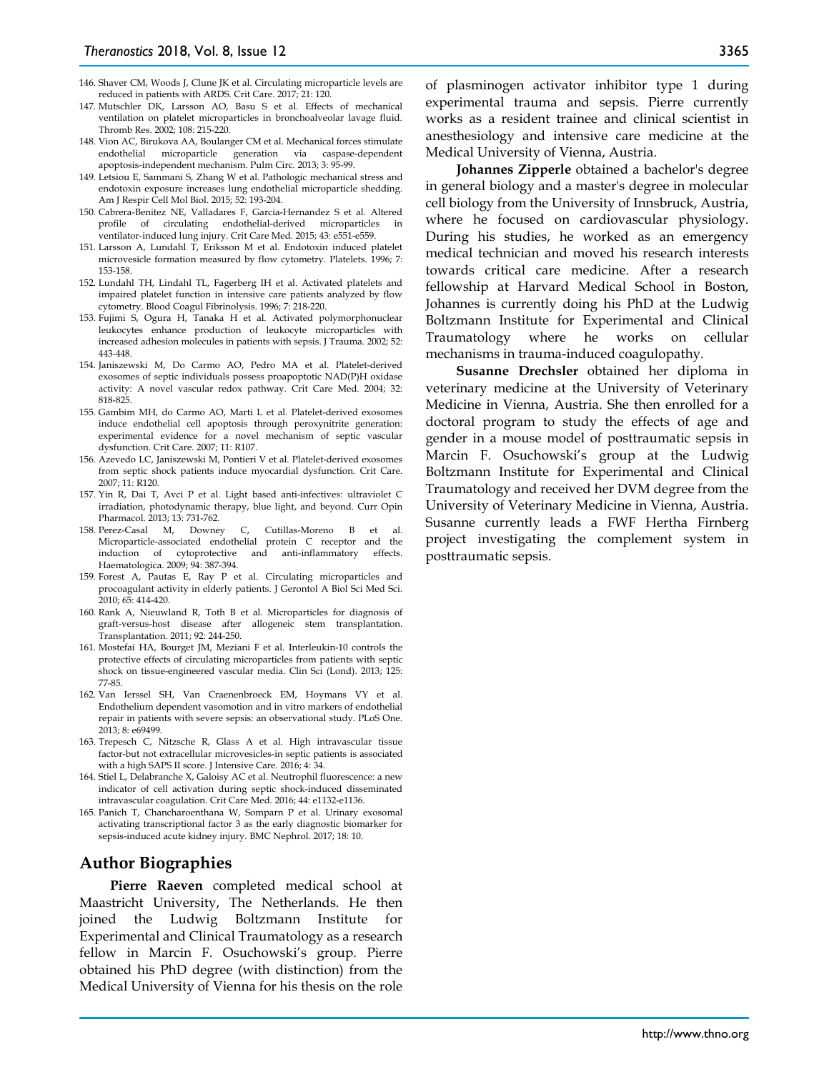146. Shaver CM, Woods J, Clune JK et al. Circulating microparticle levels are reduced in patients with ARDS. Crit Care. 2017; 21: 120.
147. Mutschler DK, Larsson AO, Basu S et al. Effects of mechanical ventilation on platelet microparticles in bronchoalveolar lavage fluid. Thromb Res. 2002; 108: 215-220.
148. Vion AC, Birukova AA, Boulanger CM et al. Mechanical forces stimulate endothelial microparticle generation via caspase-dependent apoptosis-independent mechanism. Pulm Circ. 2013; 3: 95-99.
149. Letsiou E, Sammani S, Zhang W et al. Pathologic mechanical stress and endotoxin exposure increases lung endothelial microparticle shedding. Am J Respir Cell Mol Biol. 2015; 52: 193-204.
150. Cabrera-Benitez NE, Valladares F, Garcia-Hernandez S et al. Altered profile of circulating endothelial-derived microparticles in ventilator-induced lung injury. Crit Care Med. 2015; 43: e551-e559.
151. Larsson A, Lundahl T, Eriksson M et al. Endotoxin induced platelet microvesicle formation measured by flow cytometry. Platelets. 1996; 7: 153-158.
152. Lundahl TH, Lindahl TL, Fagerberg IH et al. Activated platelets and impaired platelet function in intensive care patients analyzed by flow cytometry. Blood Coagul Fibrinolysis. 1996; 7: 218-220.
153. Fujimi S, Ogura H, Tanaka H et al. Activated polymorphonuclear leukocytes enhance production of leukocyte microparticles with increased adhesion molecules in patients with sepsis. J Trauma. 2002; 52: 443-448.
154. Janiszewski M, Do Carmo AO, Pedro MA et al. Platelet-derived exosomes of septic individuals possess proapoptotic NAD(P)H oxidase activity: A novel vascular redox pathway. Crit Care Med. 2004; 32: 818-825.
155. Gambim MH, do Carmo AO, Marti L et al. Platelet-derived exosomes induce endothelial cell apoptosis through peroxynitrite generation: experimental evidence for a novel mechanism of septic vascular dysfunction. Crit Care. 2007; 11: R107.
156. Azevedo LC, Janiszewski M, Pontieri V et al. Platelet-derived exosomes from septic shock patients induce myocardial dysfunction. Crit Care. 2007; 11: R120.
157. Yin R, Dai T, Avci P et al. Light based anti-infectives: ultraviolet C irradiation, photodynamic therapy, blue light, and beyond. Curr Opin Pharmacol. 2013; 13: 731-762.
158. Perez-Casal M, Downey C, Cutillas-Moreno B et al. Microparticle-associated endothelial protein C receptor and the induction of cytoprotective and anti-inflammatory effects. Haematologica. 2009; 94: 387-394.
159. Forest A, Pautas E, Ray P et al. Circulating microparticles and procoagulant activity in elderly patients. J Gerontol A Biol Sci Med Sci. 2010; 65: 414-420.
160. Rank A, Nieuwland R, Toth B et al. Microparticles for diagnosis of graft-versus-host disease after allogeneic stem transplantation. Transplantation. 2011; 92: 244-250.
161. Mostefai HA, Bourget JM, Meziani F et al. Interleukin-10 controls the protective effects of circulating microparticles from patients with septic shock on tissue-engineered vascular media. Clin Sci (Lond). 2013; 125: 77-85.
162. Van Ierssel SH, Van Craenenbroeck EM, Hoymans VY et al. Endothelium dependent vasomotion and in vitro markers of endothelial repair in patients with severe sepsis: an observational study. PLoS One. 2013; 8: e69499.
163. Trepesch C, Nitzsche R, Glass A et al. High intravascular tissue factor-but not extracellular microvesicles-in septic patients is associated with a high SAPS II score. J Intensive Care. 2016; 4: 34.
164. Stiel L, Delabranche X, Galoisy AC et al. Neutrophil fluorescence: a new indicator of cell activation during septic shock-induced disseminated intravascular coagulation. Crit Care Med. 2016; 44: e1132-e1136.
165. Panich T, Chancharoenthana W, Somparn P et al. Urinary exosomal activating transcriptional factor 3 as the early diagnostic biomarker for sepsis-induced acute kidney injury. BMC Nephrol. 2017; 18: 10.

## Author Biographies

**Pierre Raeven** completed medical school at Maastricht University, The Netherlands. He then joined the Ludwig Boltzmann Institute for Experimental and Clinical Traumatology as a research fellow in Marcin F. Osuchowski's group. Pierre obtained his PhD degree (with distinction) from the Medical University of Vienna for his thesis on the role of plasminogen activator inhibitor type 1 during experimental trauma and sepsis. Pierre currently works as a resident trainee and clinical scientist in anesthesiology and intensive care medicine at the Medical University of Vienna, Austria.

**Johannes Zipperle** obtained a bachelor's degree in general biology and a master's degree in molecular cell biology from the University of Innsbruck, Austria, where he focused on cardiovascular physiology. During his studies, he worked as an emergency medical technician and moved his research interests towards critical care medicine. After a research fellowship at Harvard Medical School in Boston, Johannes is currently doing his PhD at the Ludwig Boltzmann Institute for Experimental and Clinical Traumatology where he works on cellular mechanisms in trauma-induced coagulopathy.

**Susanne Drechsler** obtained her diploma in veterinary medicine at the University of Veterinary Medicine in Vienna, Austria. She then enrolled for a doctoral program to study the effects of age and gender in a mouse model of posttraumatic sepsis in Marcin F. Osuchowski's group at the Ludwig Boltzmann Institute for Experimental and Clinical Traumatology and received her DVM degree from the University of Veterinary Medicine in Vienna, Austria. Susanne currently leads a FWF Hertha Firnberg project investigating the complement system in posttraumatic sepsis.